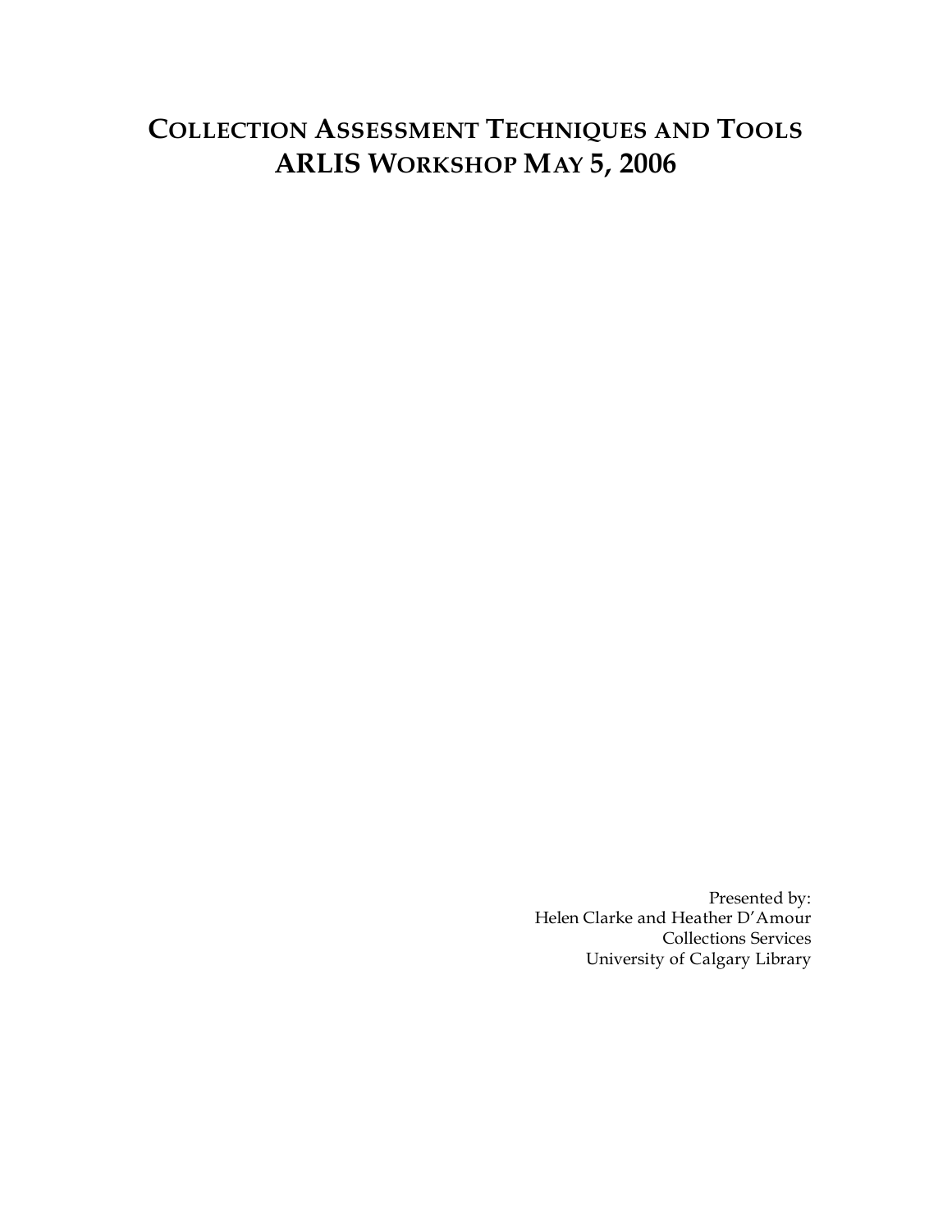# Collection Assessment Techniques and Tools
# ARLIS Workshop May 5, 2006

Presented by:
Helen Clarke and Heather D'Amour
Collections Services
University of Calgary Library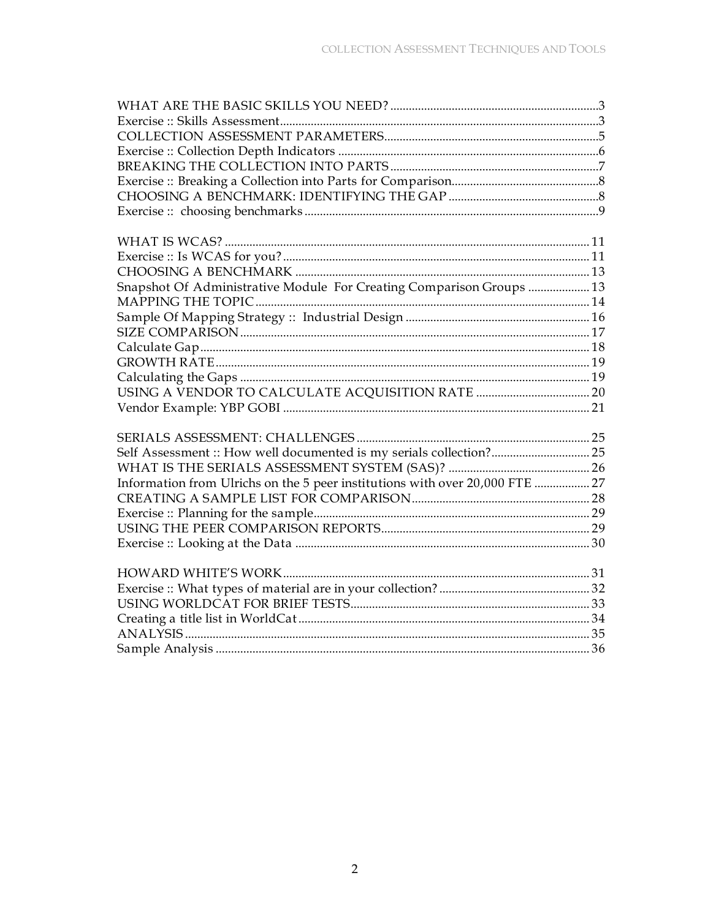WHAT ARE THE BASIC SKILLS YOU NEED? .....3
Exercise :: Skills Assessment .....3
COLLECTION ASSESSMENT PARAMETERS .....5
Exercise :: Collection Depth Indicators .....6
BREAKING THE COLLECTION INTO PARTS .....7
Exercise :: Breaking a Collection into Parts for Comparison .....8
CHOOSING A BENCHMARK: IDENTIFYING THE GAP .....8
Exercise :: choosing benchmarks .....9

WHAT IS WCAS? .....11
Exercise :: Is WCAS for you? .....11
CHOOSING A BENCHMARK .....13
Snapshot Of Administrative Module For Creating Comparison Groups .....13
MAPPING THE TOPIC .....14
Sample Of Mapping Strategy :: Industrial Design .....16
SIZE COMPARISON .....17
Calculate Gap .....18
GROWTH RATE .....19
Calculating the Gaps .....19
USING A VENDOR TO CALCULATE ACQUISITION RATE .....20
Vendor Example: YBP GOBI .....21

SERIALS ASSESSMENT: CHALLENGES .....25
Self Assessment :: How well documented is my serials collection? .....25
WHAT IS THE SERIALS ASSESSMENT SYSTEM (SAS)? .....26
Information from Ulrichs on the 5 peer institutions with over 20,000 FTE .....27
CREATING A SAMPLE LIST FOR COMPARISON .....28
Exercise :: Planning for the sample .....29
USING THE PEER COMPARISON REPORTS .....29
Exercise :: Looking at the Data .....30

HOWARD WHITE'S WORK .....31
Exercise :: What types of material are in your collection? .....32
USING WORLDCAT FOR BRIEF TESTS .....33
Creating a title list in WorldCat .....34
ANALYSIS .....35
Sample Analysis .....36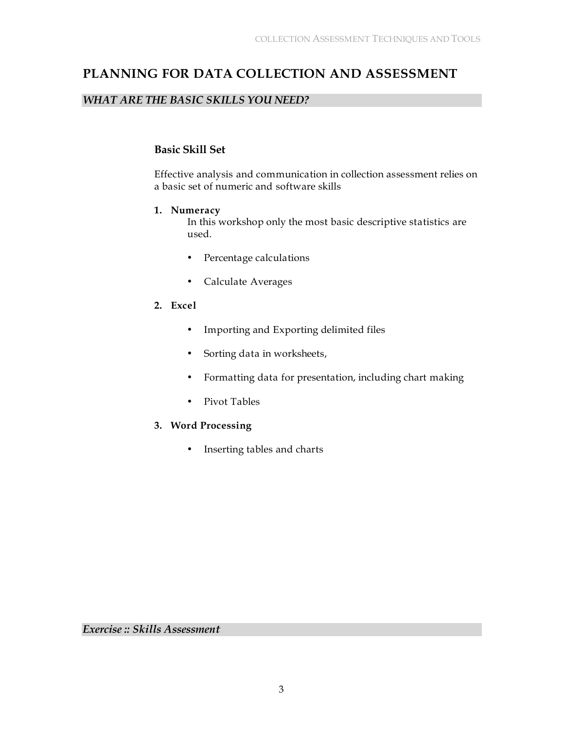# PLANNING FOR DATA COLLECTION AND ASSESSMENT

## *WHAT ARE THE BASIC SKILLS YOU NEED?*

### Basic Skill Set

Effective analysis and communication in collection assessment relies on a basic set of numeric and software skills

1. **Numeracy**

   In this workshop only the most basic descriptive statistics are used.

   - Percentage calculations
   - Calculate Averages

2. **Excel**

   - Importing and Exporting delimited files
   - Sorting data in worksheets,
   - Formatting data for presentation, including chart making
   - Pivot Tables

3. **Word Processing**

   - Inserting tables and charts

## *Exercise :: Skills Assessment*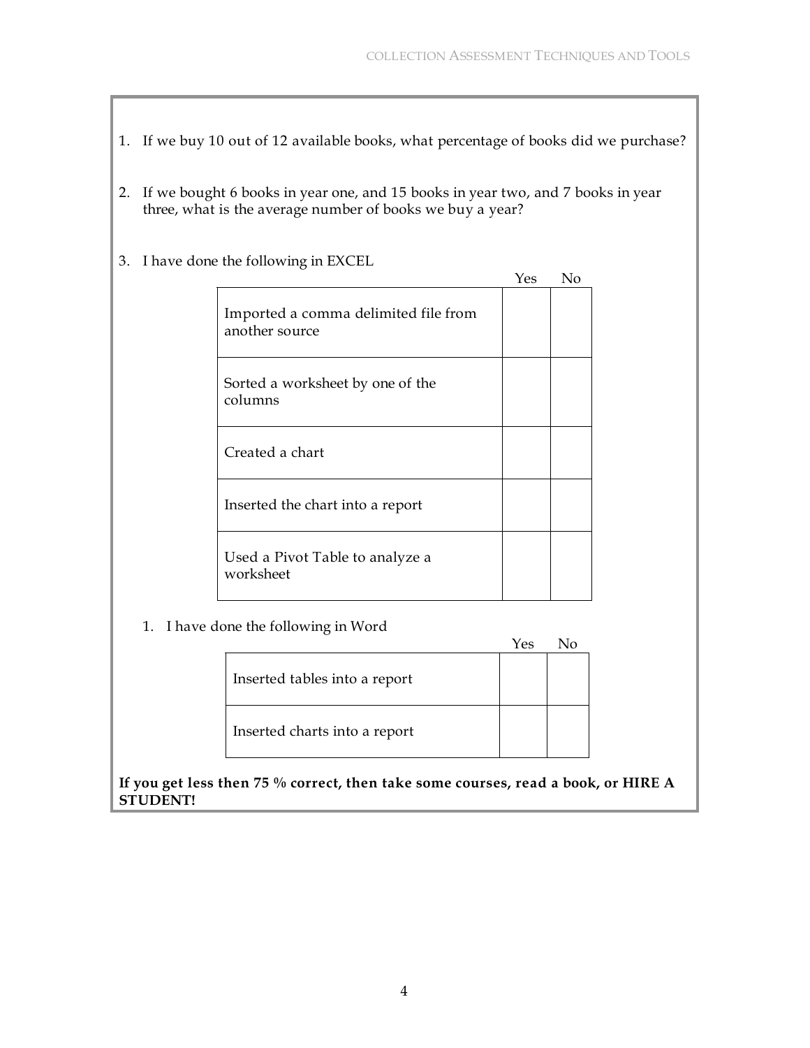1. If we buy 10 out of 12 available books, what percentage of books did we purchase?

2. If we bought 6 books in year one, and 15 books in year two, and 7 books in year three, what is the average number of books we buy a year?

3. I have done the following in EXCEL

| | Yes | No |
|---|---|---|
| Imported a comma delimited file from another source | | |
| Sorted a worksheet by one of the columns | | |
| Created a chart | | |
| Inserted the chart into a report | | |
| Used a Pivot Table to analyze a worksheet | | |

1. I have done the following in Word

| | Yes | No |
|---|---|---|
| Inserted tables into a report | | |
| Inserted charts into a report | | |

**If you get less then 75 % correct, then take some courses, read a book, or HIRE A STUDENT!**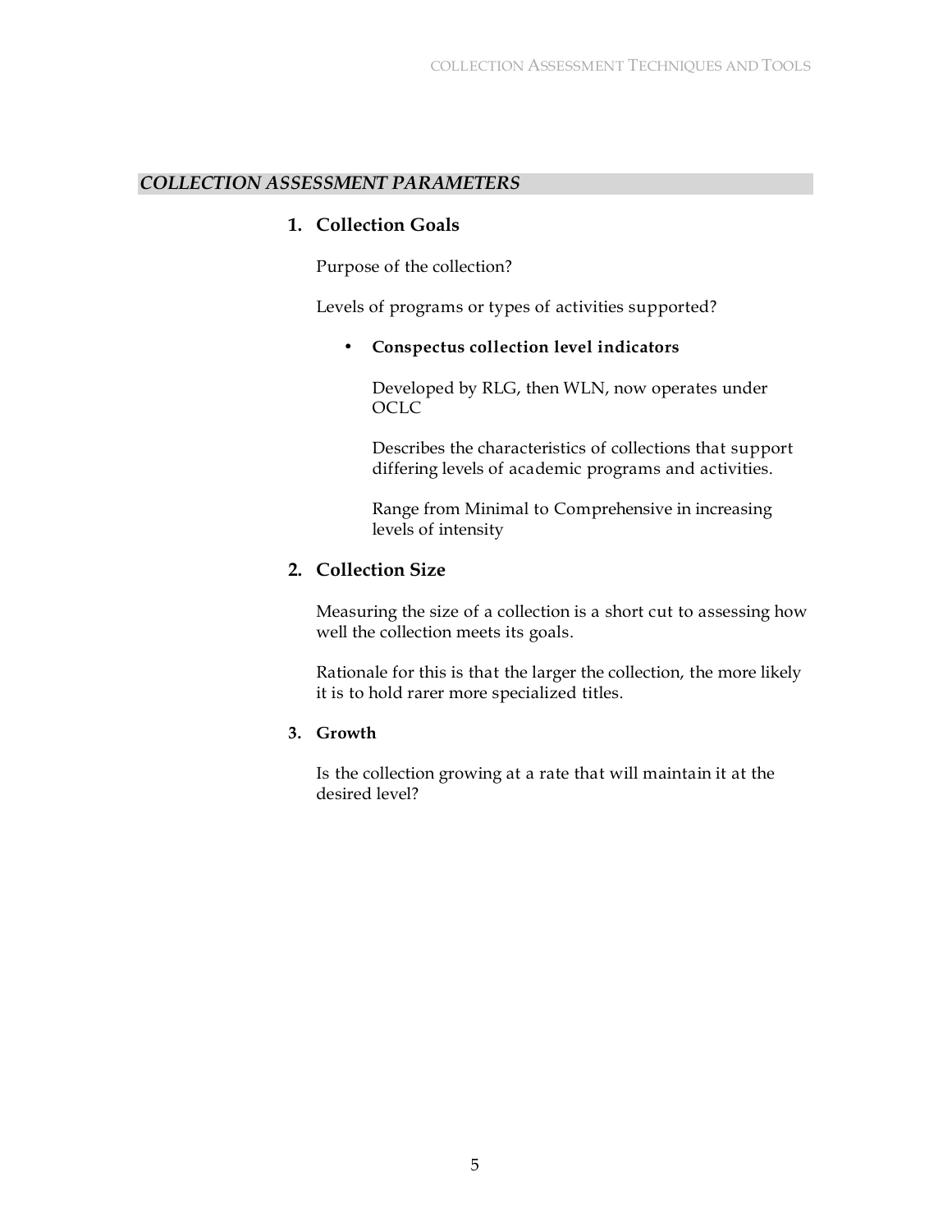## *COLLECTION ASSESSMENT PARAMETERS*

### 1. Collection Goals

Purpose of the collection?

Levels of programs or types of activities supported?

- **Conspectus collection level indicators**

  Developed by RLG, then WLN, now operates under OCLC

  Describes the characteristics of collections that support differing levels of academic programs and activities.

  Range from Minimal to Comprehensive in increasing levels of intensity

### 2. Collection Size

Measuring the size of a collection is a short cut to assessing how well the collection meets its goals.

Rationale for this is that the larger the collection, the more likely it is to hold rarer more specialized titles.

### 3. Growth

Is the collection growing at a rate that will maintain it at the desired level?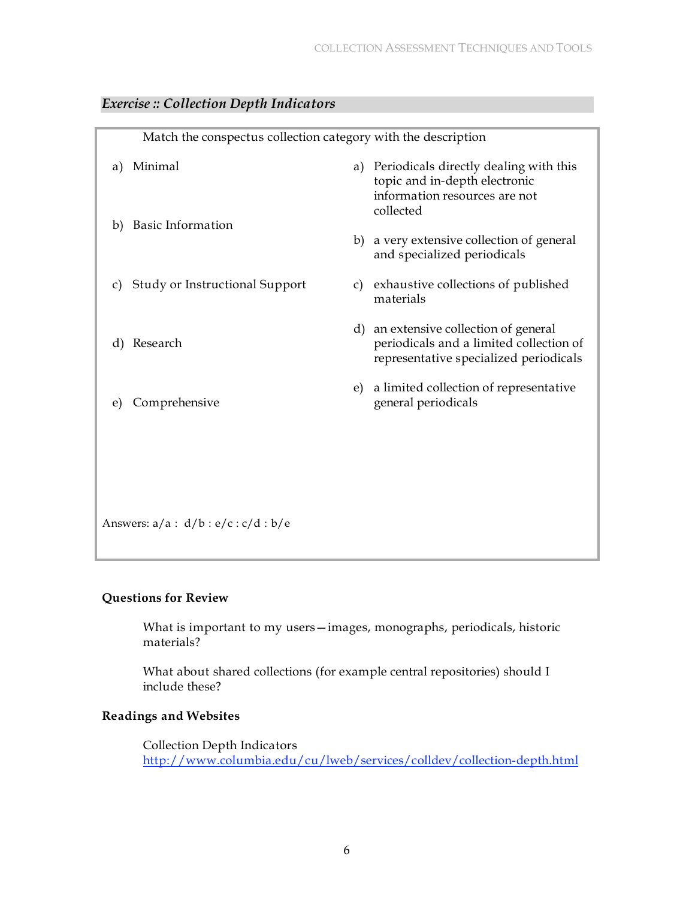## *Exercise :: Collection Depth Indicators*

Match the conspectus collection category with the description

| | |
|---|---|
| a) Minimal | a) Periodicals directly dealing with this topic and in-depth electronic information resources are not collected |
| b) Basic Information | b) a very extensive collection of general and specialized periodicals |
| c) Study or Instructional Support | c) exhaustive collections of published materials |
| d) Research | d) an extensive collection of general periodicals and a limited collection of representative specialized periodicals |
| e) Comprehensive | e) a limited collection of representative general periodicals |

Answers: a/a : d/b : e/c : c/d : b/e

**Questions for Review**

What is important to my users—images, monographs, periodicals, historic materials?

What about shared collections (for example central repositories) should I include these?

**Readings and Websites**

Collection Depth Indicators
http://www.columbia.edu/cu/lweb/services/colldev/collection-depth.html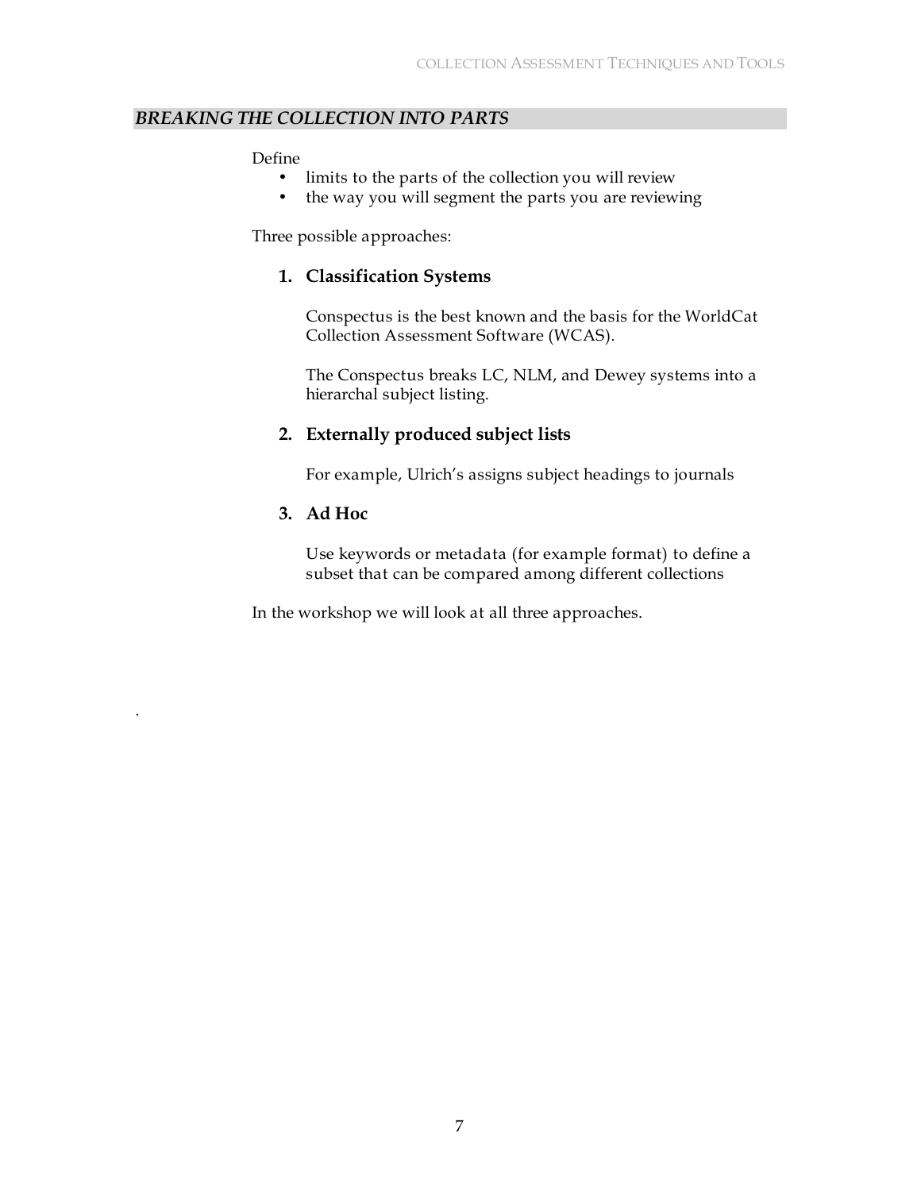## *BREAKING THE COLLECTION INTO PARTS*

Define

- limits to the parts of the collection you will review
- the way you will segment the parts you are reviewing

Three possible approaches:

1. **Classification Systems**

   Conspectus is the best known and the basis for the WorldCat Collection Assessment Software (WCAS).

   The Conspectus breaks LC, NLM, and Dewey systems into a hierarchal subject listing.

2. **Externally produced subject lists**

   For example, Ulrich's assigns subject headings to journals

3. **Ad Hoc**

   Use keywords or metadata (for example format) to define a subset that can be compared among different collections

In the workshop we will look at all three approaches.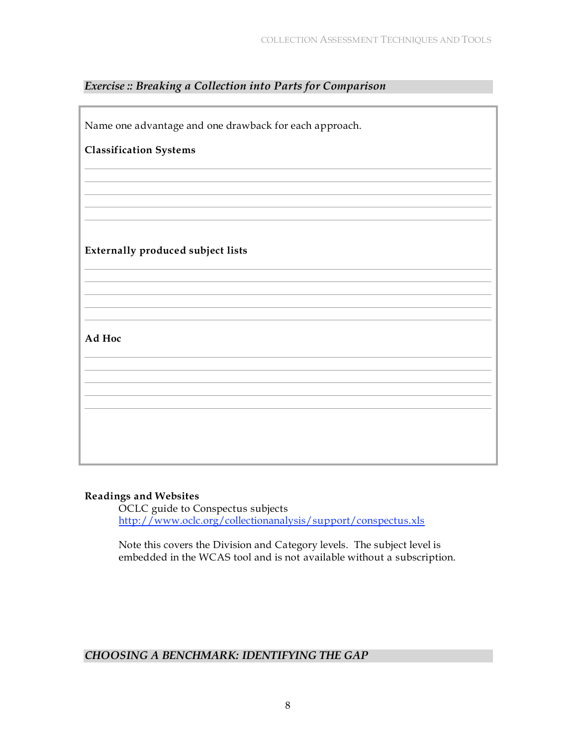## *Exercise :: Breaking a Collection into Parts for Comparison*

Name one advantage and one drawback for each approach.

**Classification Systems**

**Externally produced subject lists**

**Ad Hoc**

**Readings and Websites**

OCLC guide to Conspectus subjects
http://www.oclc.org/collectionanalysis/support/conspectus.xls

Note this covers the Division and Category levels. The subject level is embedded in the WCAS tool and is not available without a subscription.

## *CHOOSING A BENCHMARK: IDENTIFYING THE GAP*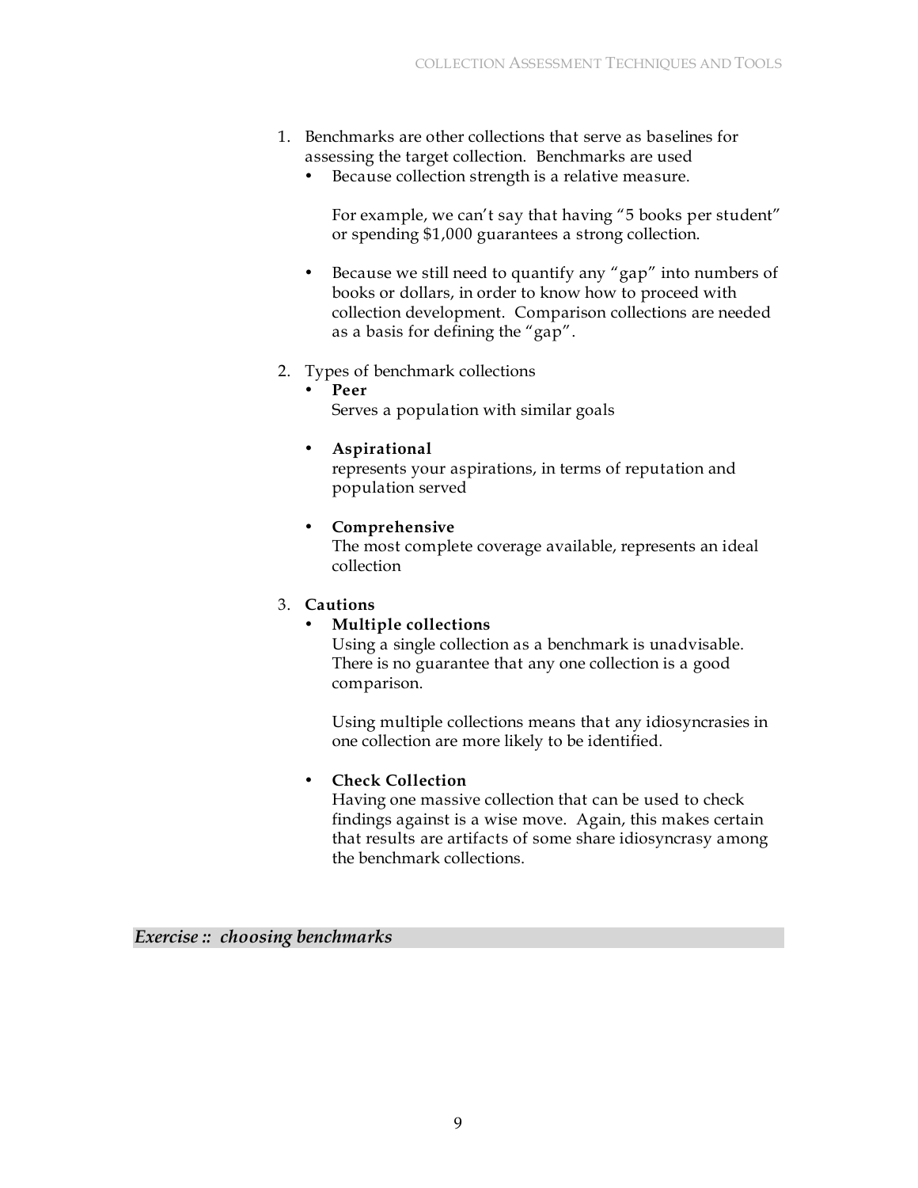1. Benchmarks are other collections that serve as baselines for assessing the target collection. Benchmarks are used
   - Because collection strength is a relative measure.

     For example, we can't say that having "5 books per student" or spending $1,000 guarantees a strong collection.

   - Because we still need to quantify any "gap" into numbers of books or dollars, in order to know how to proceed with collection development. Comparison collections are needed as a basis for defining the "gap".

2. Types of benchmark collections
   - **Peer**
     Serves a population with similar goals

   - **Aspirational**
     represents your aspirations, in terms of reputation and population served

   - **Comprehensive**
     The most complete coverage available, represents an ideal collection

3. **Cautions**
   - **Multiple collections**
     Using a single collection as a benchmark is unadvisable. There is no guarantee that any one collection is a good comparison.

     Using multiple collections means that any idiosyncrasies in one collection are more likely to be identified.

   - **Check Collection**
     Having one massive collection that can be used to check findings against is a wise move. Again, this makes certain that results are artifacts of some share idiosyncrasy among the benchmark collections.

***Exercise :: choosing benchmarks***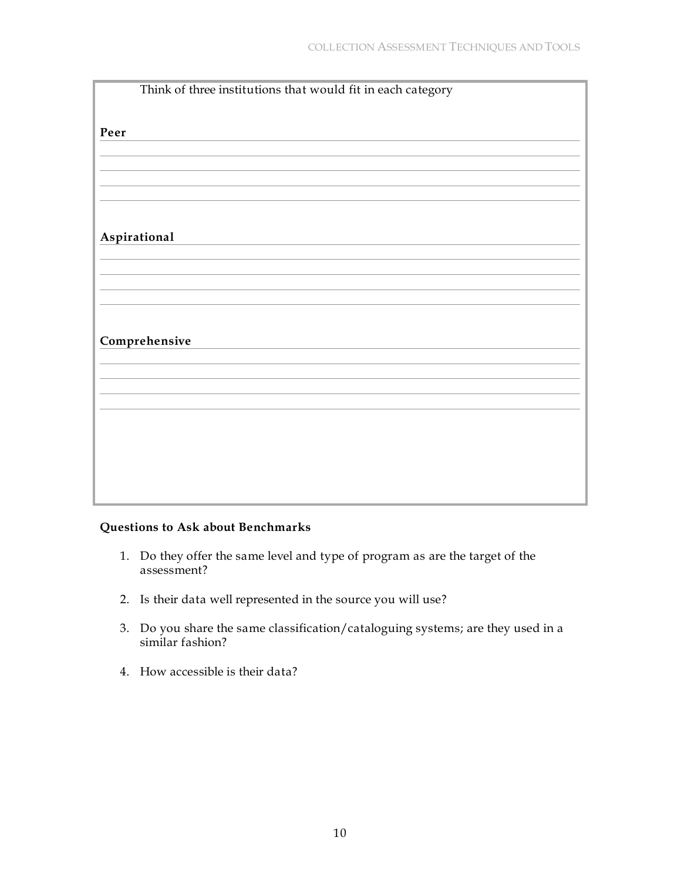Think of three institutions that would fit in each category

**Peer**

**Aspirational**

**Comprehensive**

**Questions to Ask about Benchmarks**

1. Do they offer the same level and type of program as are the target of the assessment?
2. Is their data well represented in the source you will use?
3. Do you share the same classification/cataloguing systems; are they used in a similar fashion?
4. How accessible is their data?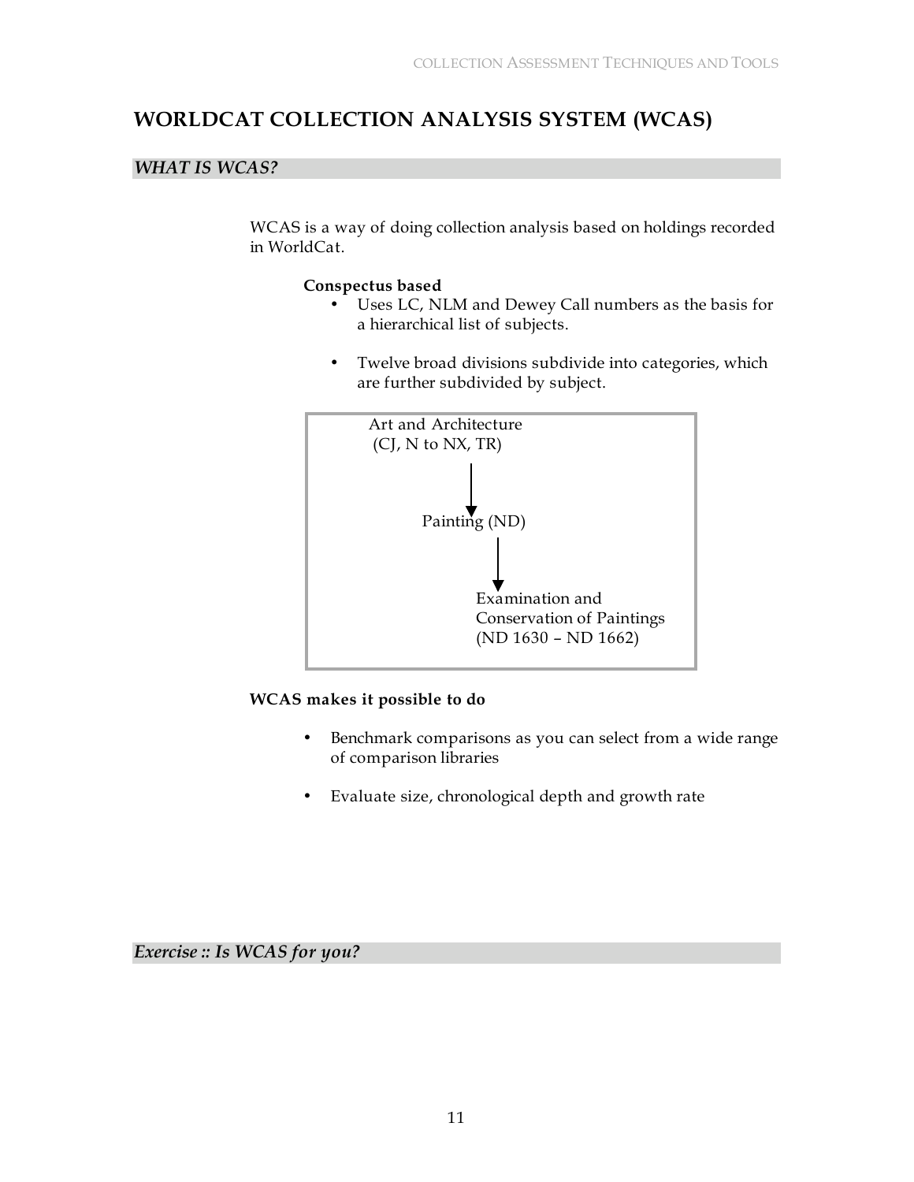# WORLDCAT COLLECTION ANALYSIS SYSTEM (WCAS)

## *WHAT IS WCAS?*

WCAS is a way of doing collection analysis based on holdings recorded in WorldCat.

**Conspectus based**

- Uses LC, NLM and Dewey Call numbers as the basis for a hierarchical list of subjects.
- Twelve broad divisions subdivide into categories, which are further subdivided by subject.

Art and Architecture (CJ, N to NX, TR)
↓
Painting (ND)
↓
Examination and Conservation of Paintings (ND 1630 – ND 1662)

**WCAS makes it possible to do**

- Benchmark comparisons as you can select from a wide range of comparison libraries
- Evaluate size, chronological depth and growth rate

## *Exercise :: Is WCAS for you?*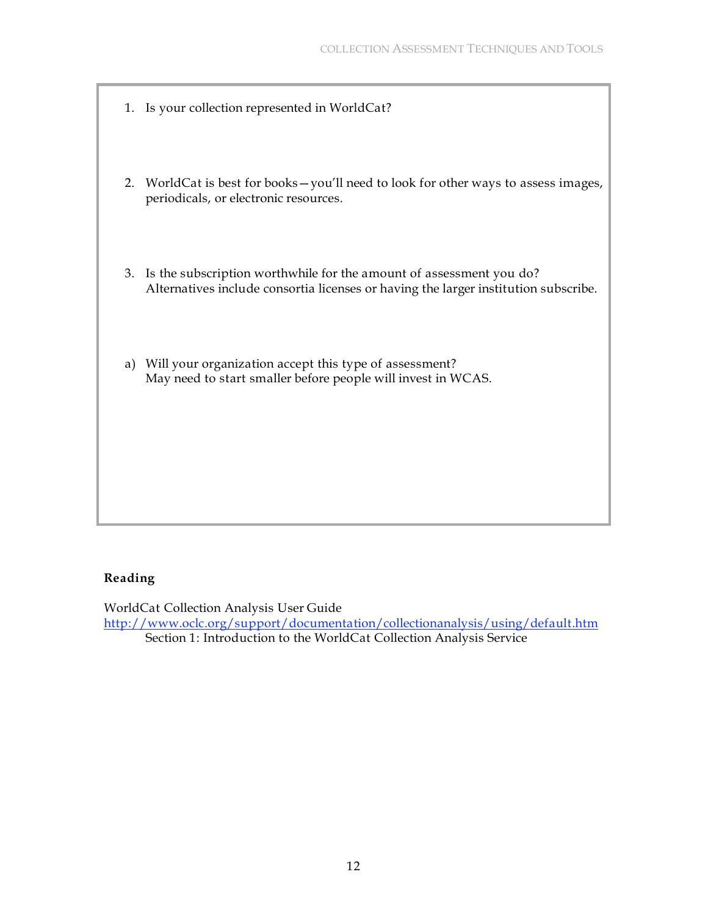1. Is your collection represented in WorldCat?

2. WorldCat is best for books—you'll need to look for other ways to assess images, periodicals, or electronic resources.

3. Is the subscription worthwhile for the amount of assessment you do? Alternatives include consortia licenses or having the larger institution subscribe.

a) Will your organization accept this type of assessment? May need to start smaller before people will invest in WCAS.

**Reading**

WorldCat Collection Analysis User Guide
http://www.oclc.org/support/documentation/collectionanalysis/using/default.htm
    Section 1: Introduction to the WorldCat Collection Analysis Service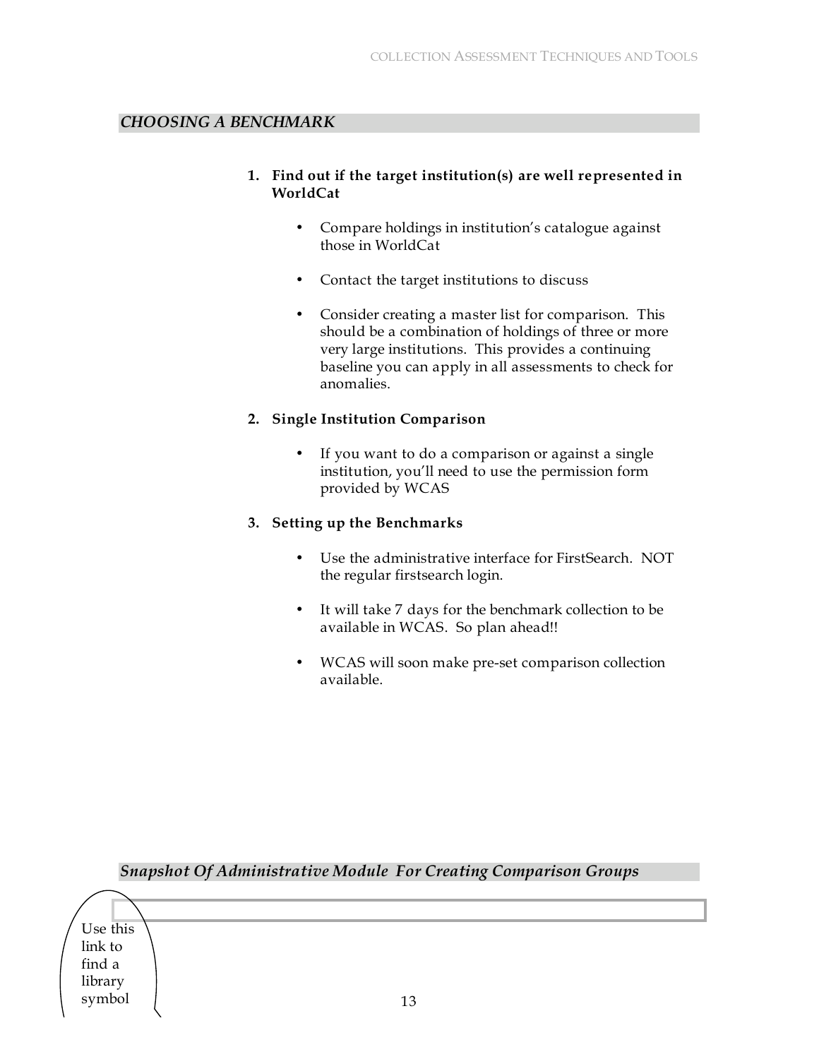## *CHOOSING A BENCHMARK*

1. **Find out if the target institution(s) are well represented in WorldCat**

    - Compare holdings in institution's catalogue against those in WorldCat

    - Contact the target institutions to discuss

    - Consider creating a master list for comparison. This should be a combination of holdings of three or more very large institutions. This provides a continuing baseline you can apply in all assessments to check for anomalies.

2. **Single Institution Comparison**

    - If you want to do a comparison or against a single institution, you'll need to use the permission form provided by WCAS

3. **Setting up the Benchmarks**

    - Use the administrative interface for FirstSearch. NOT the regular firstsearch login.

    - It will take 7 days for the benchmark collection to be available in WCAS. So plan ahead!!

    - WCAS will soon make pre-set comparison collection available.

## *Snapshot Of Administrative Module For Creating Comparison Groups*

Use this link to find a library symbol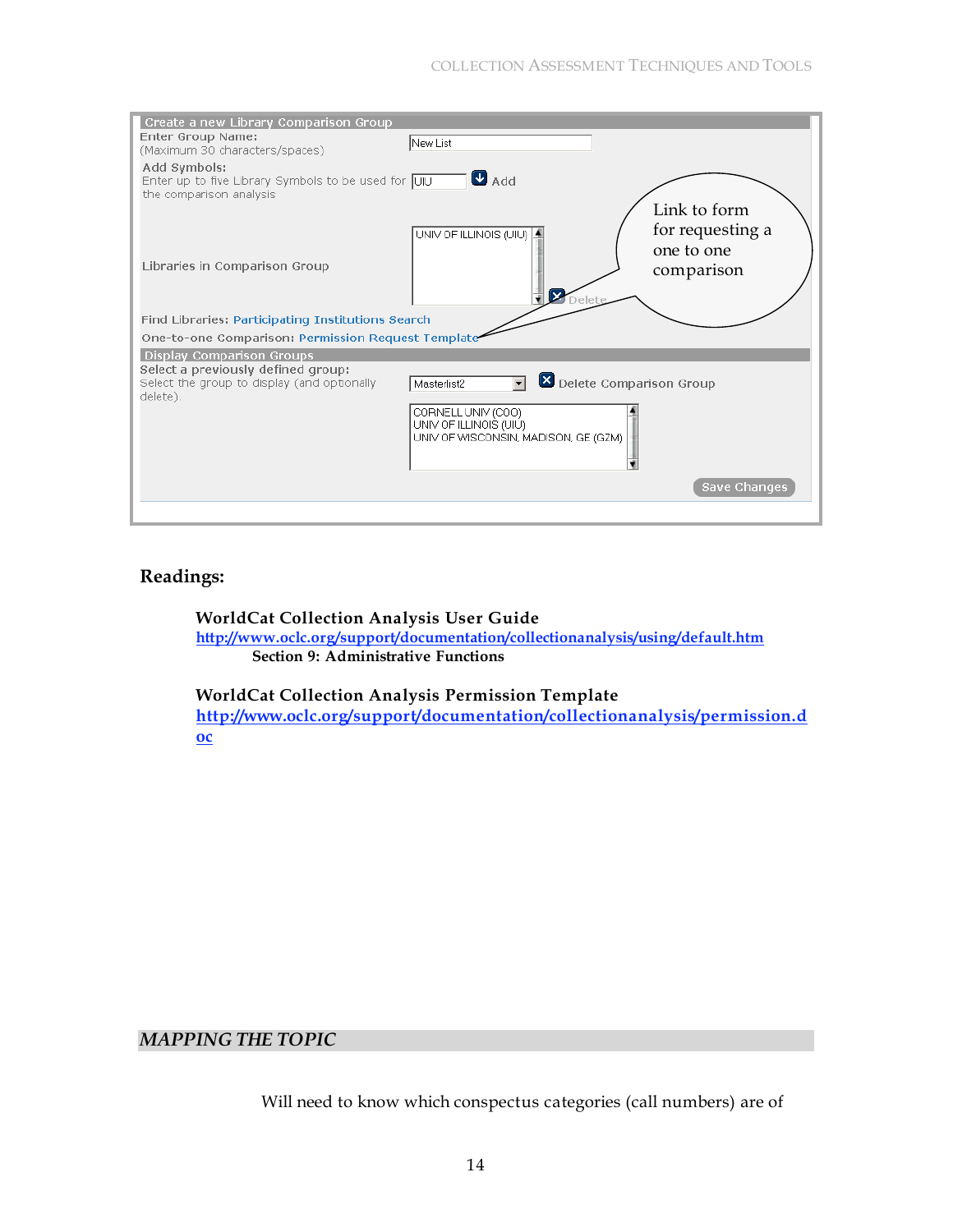Create a new Library Comparison Group

Enter Group Name: (Maximum 30 characters/spaces) New List

Add Symbols: Enter up to five Library Symbols to be used for the comparison analysis UIU Add

Libraries in Comparison Group: UNIV OF ILLINOIS (UIU) Delete

Link to form for requesting a one to one comparison

Find Libraries: Participating Institutions Search

One-to-one Comparison: Permission Request Template

Display Comparison Groups

Select a previously defined group: Select the group to display (and optionally delete). Masterlist2 Delete Comparison Group

CORNELL UNIV (COO)
UNIV OF ILLINOIS (UIU)
UNIV OF WISCONSIN, MADISON, GE (GZM)

Save Changes

## Readings:

**WorldCat Collection Analysis User Guide**
http://www.oclc.org/support/documentation/collectionanalysis/using/default.htm
**Section 9: Administrative Functions**

**WorldCat Collection Analysis Permission Template**
http://www.oclc.org/support/documentation/collectionanalysis/permission.doc

## *MAPPING THE TOPIC*

Will need to know which conspectus categories (call numbers) are of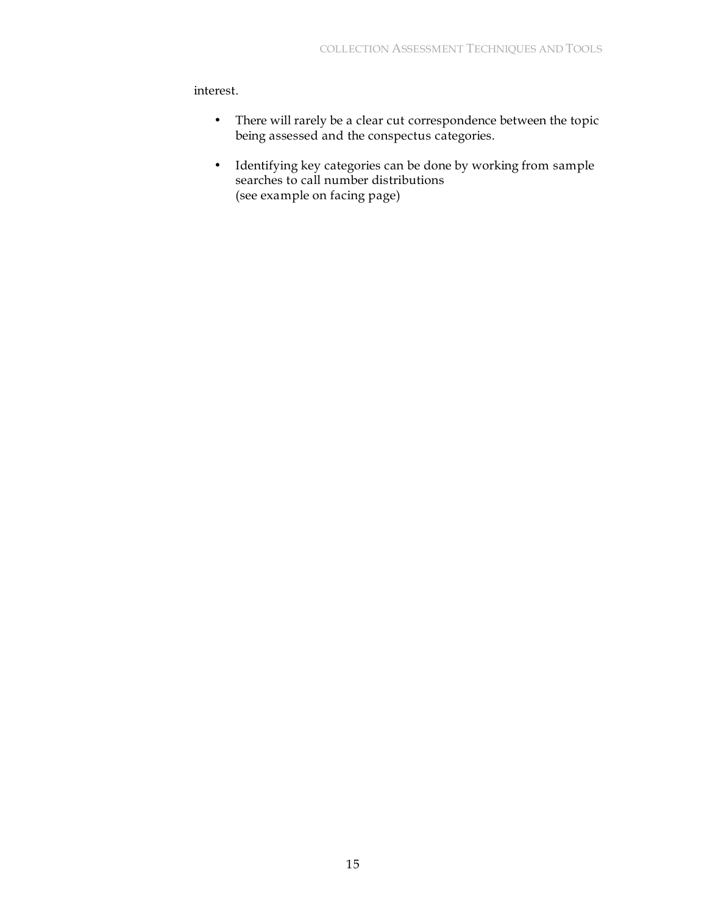interest.

- There will rarely be a clear cut correspondence between the topic being assessed and the conspectus categories.

- Identifying key categories can be done by working from sample searches to call number distributions
  (see example on facing page)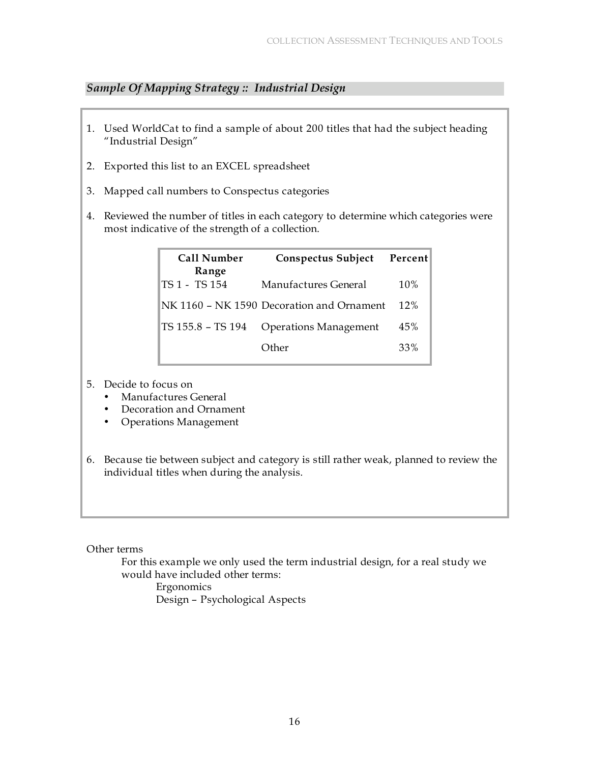### *Sample Of Mapping Strategy :: Industrial Design*

1. Used WorldCat to find a sample of about 200 titles that had the subject heading "Industrial Design"
2. Exported this list to an EXCEL spreadsheet
3. Mapped call numbers to Conspectus categories
4. Reviewed the number of titles in each category to determine which categories were most indicative of the strength of a collection.

| Call Number Range | Conspectus Subject | Percent |
|---|---|---|
| TS 1 - TS 154 | Manufactures General | 10% |
| NK 1160 – NK 1590 | Decoration and Ornament | 12% |
| TS 155.8 – TS 194 | Operations Management | 45% |
| | Other | 33% |

5. Decide to focus on
   - Manufactures General
   - Decoration and Ornament
   - Operations Management

6. Because tie between subject and category is still rather weak, planned to review the individual titles when during the analysis.

Other terms

For this example we only used the term industrial design, for a real study we would have included other terms:

Ergonomics

Design – Psychological Aspects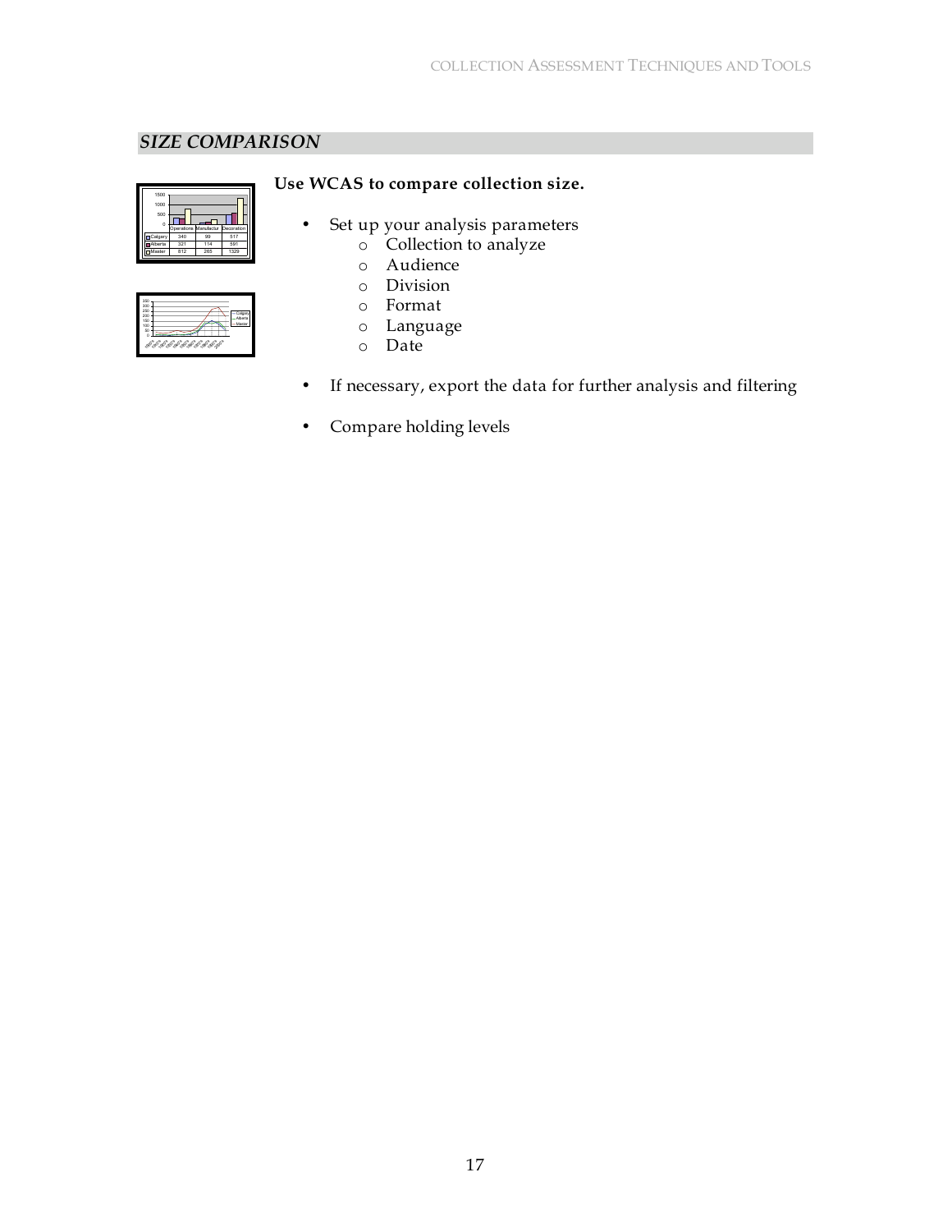## *SIZE COMPARISON*

**Use WCAS to compare collection size.**

- Set up your analysis parameters
  - Collection to analyze
  - Audience
  - Division
  - Format
  - Language
  - Date
- If necessary, export the data for further analysis and filtering
- Compare holding levels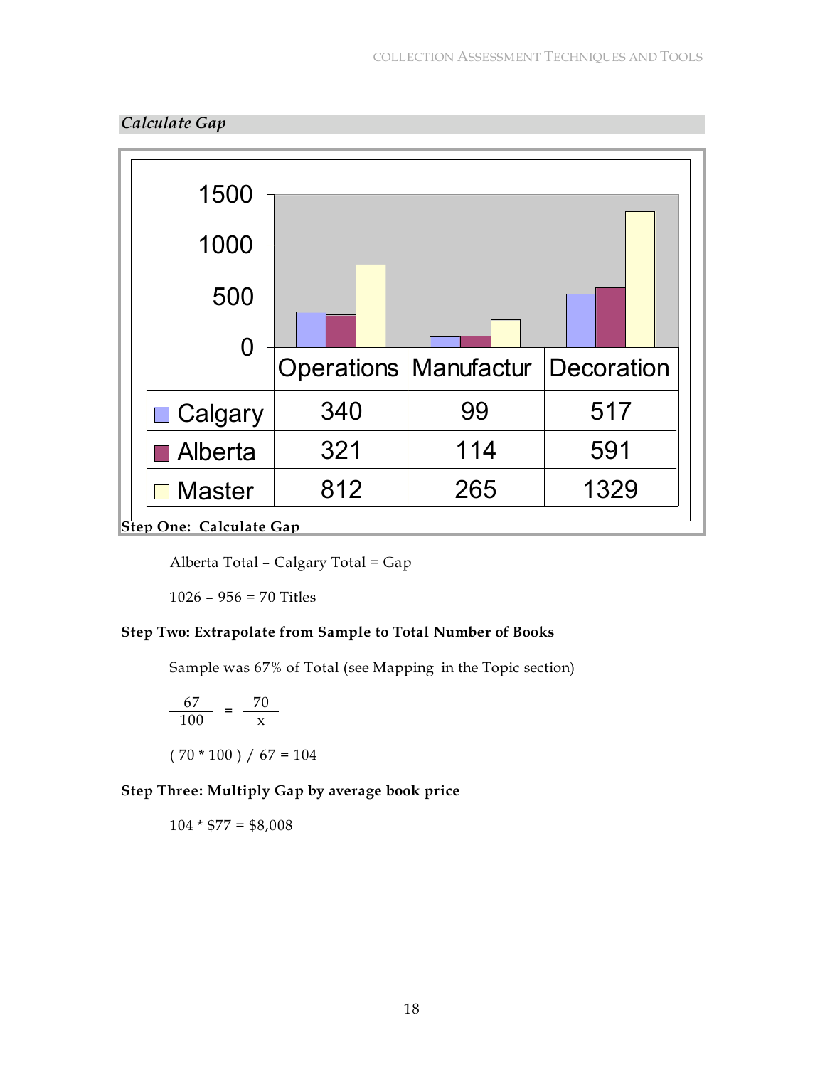*Calculate Gap*

| | Operations | Manufactur | Decoration |
|---|---|---|---|
| Calgary | 340 | 99 | 517 |
| Alberta | 321 | 114 | 591 |
| Master | 812 | 265 | 1329 |

**Step One: Calculate Gap**

Alberta Total – Calgary Total = Gap

1026 – 956 = 70 Titles

**Step Two: Extrapolate from Sample to Total Number of Books**

Sample was 67% of Total (see Mapping in the Topic section)

$$\frac{67}{100} = \frac{70}{x}$$

( 70 * 100 ) / 67 = 104

**Step Three: Multiply Gap by average book price**

104 * $77 = $8,008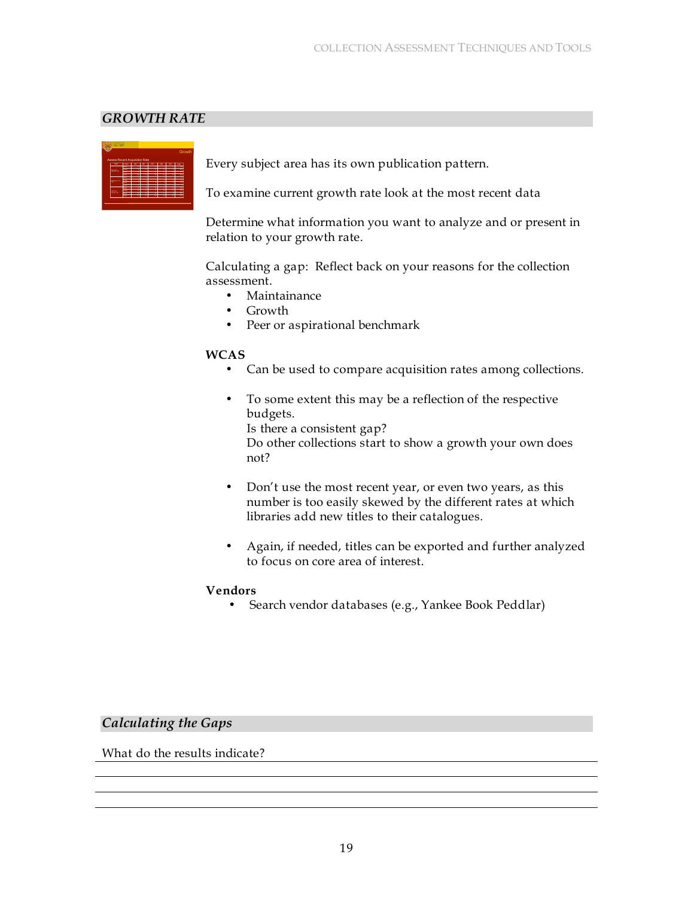## *GROWTH RATE*

Every subject area has its own publication pattern.

To examine current growth rate look at the most recent data

Determine what information you want to analyze and or present in relation to your growth rate.

Calculating a gap: Reflect back on your reasons for the collection assessment.

- Maintainance
- Growth
- Peer or aspirational benchmark

**WCAS**

- Can be used to compare acquisition rates among collections.
- To some extent this may be a reflection of the respective budgets.
  Is there a consistent gap?
  Do other collections start to show a growth your own does not?
- Don't use the most recent year, or even two years, as this number is too easily skewed by the different rates at which libraries add new titles to their catalogues.
- Again, if needed, titles can be exported and further analyzed to focus on core area of interest.

**Vendors**

- Search vendor databases (e.g., Yankee Book Peddlar)

## *Calculating the Gaps*

What do the results indicate?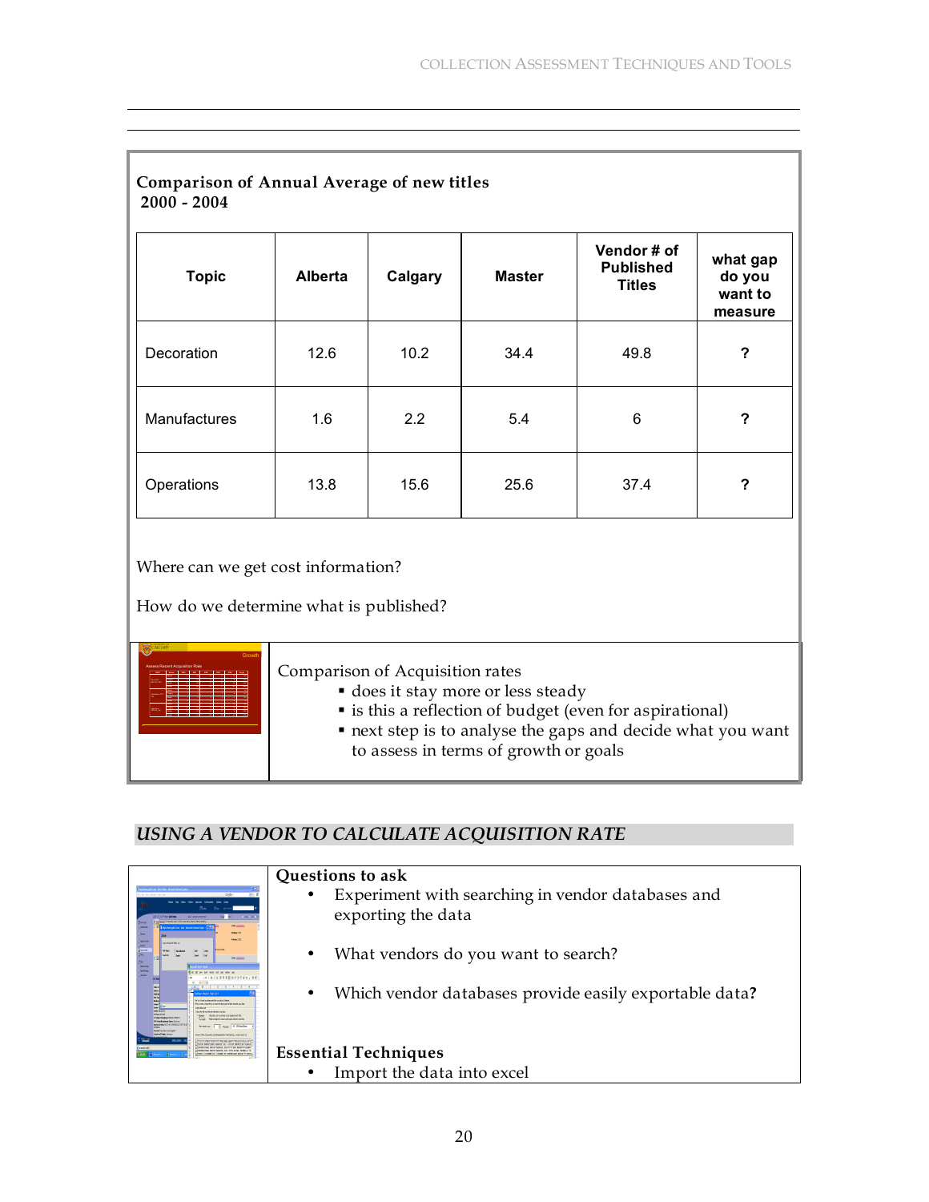**Comparison of Annual Average of new titles 2000 - 2004**

| Topic | Alberta | Calgary | Master | Vendor # of Published Titles | what gap do you want to measure |
|---|---|---|---|---|---|
| Decoration | 12.6 | 10.2 | 34.4 | 49.8 | ? |
| Manufactures | 1.6 | 2.2 | 5.4 | 6 | ? |
| Operations | 13.8 | 15.6 | 25.6 | 37.4 | ? |

Where can we get cost information?

How do we determine what is published?

Comparison of Acquisition rates

- does it stay more or less steady
- is this a reflection of budget (even for aspirational)
- next step is to analyse the gaps and decide what you want to assess in terms of growth or goals

## *USING A VENDOR TO CALCULATE ACQUISITION RATE*

**Questions to ask**

- Experiment with searching in vendor databases and exporting the data
- What vendors do you want to search?
- Which vendor databases provide easily exportable data?

**Essential Techniques**

- Import the data into excel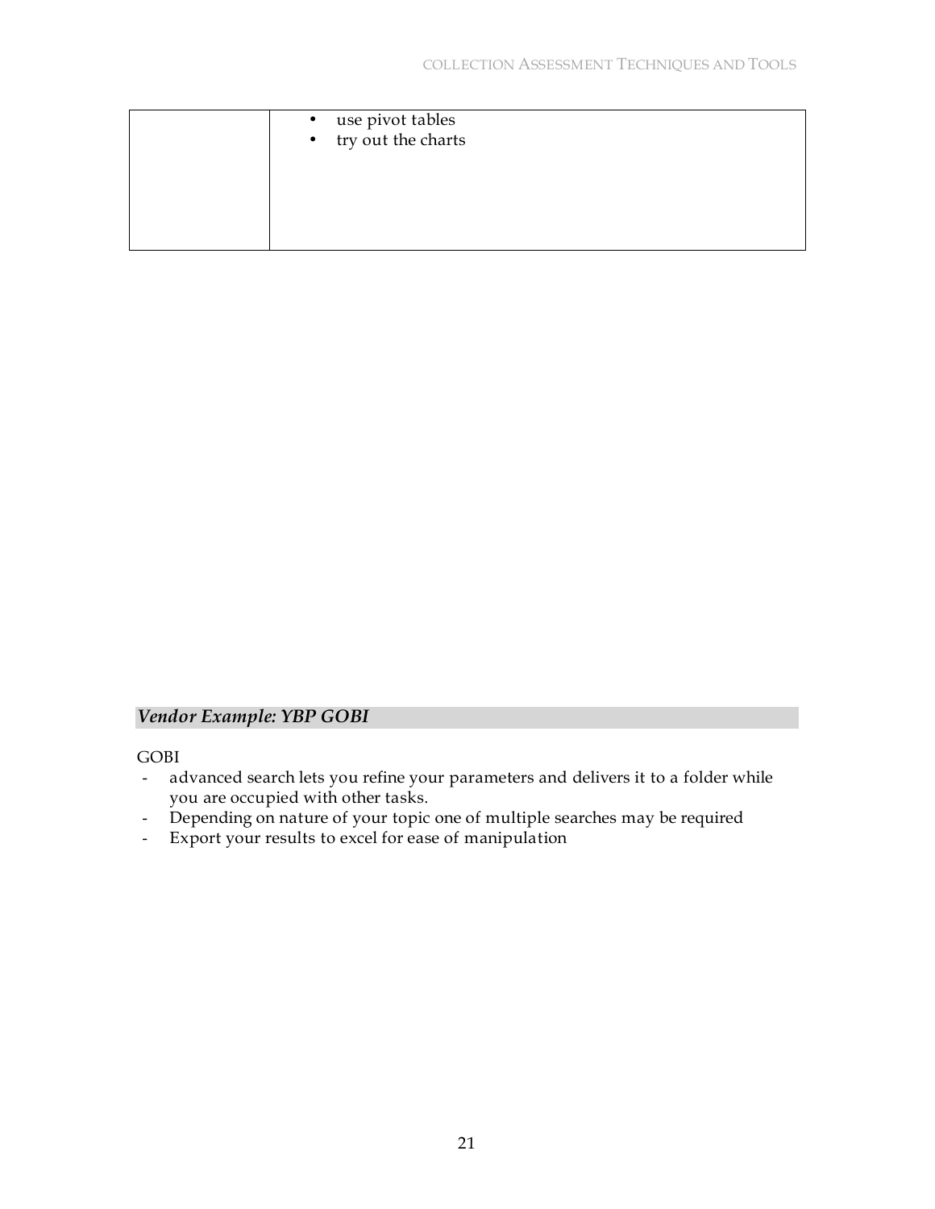| | |
|---|---|
| | • use pivot tables<br>• try out the charts |

### *Vendor Example: YBP GOBI*

GOBI

- advanced search lets you refine your parameters and delivers it to a folder while you are occupied with other tasks.
- Depending on nature of your topic one of multiple searches may be required
- Export your results to excel for ease of manipulation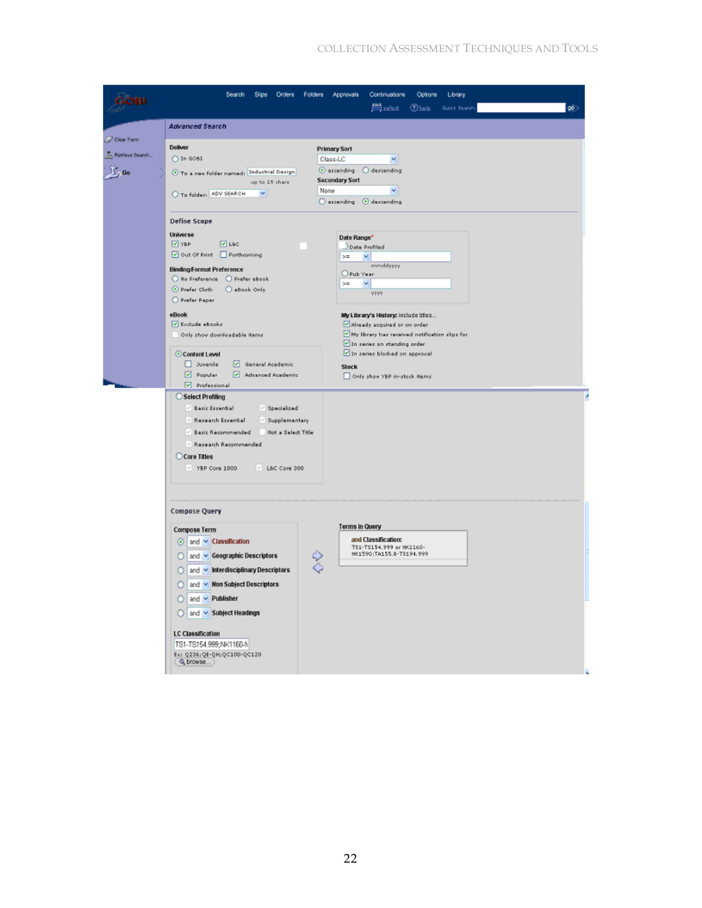GOBI

Search | Slips | Orders | Folders | Approvals | Continuations | Options | Library

select | help | Quick Search

Clear Form

Retrieve Search...

Go

## Advanced Search

**Deliver**

- In GOBI
- To a new folder named: Industrial Design (up to 15 chars)
- To folder: ADV SEARCH

**Primary Sort**

Class-LC

- ascending
- descending

**Secondary Sort**

None

- ascending
- descending

### Define Scope

**Universe**

- [x] YBP
- [x] L&C
- [x] Out Of Print
- [ ] Forthcoming

**Date Range***

- Date Profiled: >= (mmddyyyy)
- Pub Year: >= (yyyy)

**Binding/Format Preference**

- No Preference
- Prefer eBook
- Prefer Cloth
- eBook Only
- Prefer Paper

**eBook**

- [x] Exclude eBooks
- [ ] Only show downloadable items

**My Library's History:** include titles...

- [x] Already acquired or on order
- [x] My library has received notification slips for
- [x] In series on standing order
- [x] In series blocked on approval

**Content Level**

- [ ] Juvenile
- [x] General Academic
- [x] Popular
- [x] Advanced Academic
- [x] Professional

**Stock**

- [ ] Only show YBP in-stock items

**Select Profiling**

- Basic Essential
- Specialized
- Research Essential
- Supplementary
- Basic Recommended
- Not a Select Title
- Research Recommended

**Core Titles**

- YBP Core 1000
- L&C Core 300

### Compose Query

**Compose Term**

- and Classification
- and Geographic Descriptors
- and Interdisciplinary Descriptors
- and Non Subject Descriptors
- and Publisher
- and Subject Headings

**Terms in Query**

and Classification:
TS1-TS154.999 or NK1160-NK1590;TA155.8-TS194.999

**LC Classification**

TS1-TS154.999;NK1160-N

Ex: Q236;QE-QH;QC100-QC120

browse...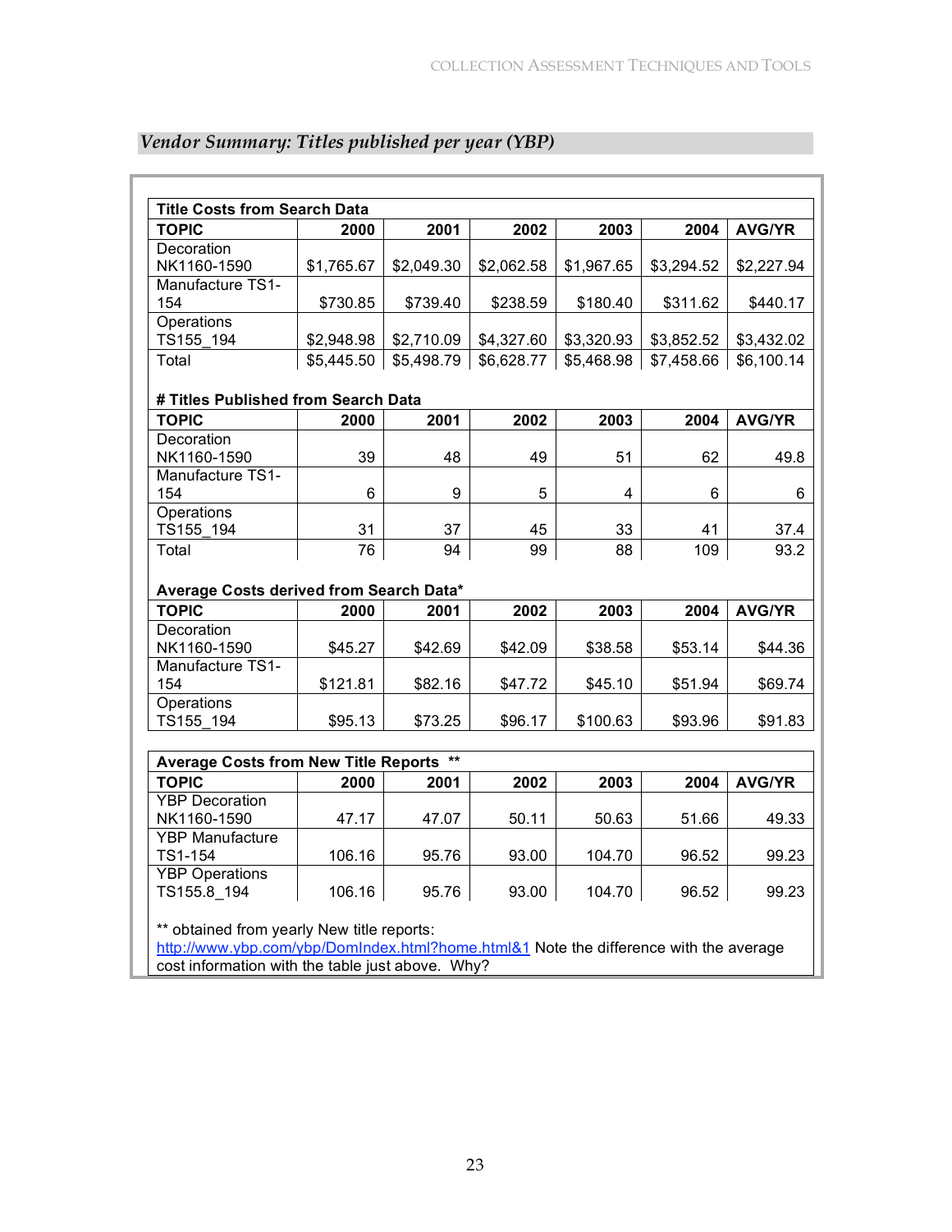*Vendor Summary: Titles published per year (YBP)*

**Title Costs from Search Data**

| TOPIC | 2000 | 2001 | 2002 | 2003 | 2004 | AVG/YR |
|---|---|---|---|---|---|---|
| Decoration NK1160-1590 | $1,765.67 | $2,049.30 | $2,062.58 | $1,967.65 | $3,294.52 | $2,227.94 |
| Manufacture TS1-154 | $730.85 | $739.40 | $238.59 | $180.40 | $311.62 | $440.17 |
| Operations TS155_194 | $2,948.98 | $2,710.09 | $4,327.60 | $3,320.93 | $3,852.52 | $3,432.02 |
| Total | $5,445.50 | $5,498.79 | $6,628.77 | $5,468.98 | $7,458.66 | $6,100.14 |

**# Titles Published from Search Data**

| TOPIC | 2000 | 2001 | 2002 | 2003 | 2004 | AVG/YR |
|---|---|---|---|---|---|---|
| Decoration NK1160-1590 | 39 | 48 | 49 | 51 | 62 | 49.8 |
| Manufacture TS1-154 | 6 | 9 | 5 | 4 | 6 | 6 |
| Operations TS155_194 | 31 | 37 | 45 | 33 | 41 | 37.4 |
| Total | 76 | 94 | 99 | 88 | 109 | 93.2 |

**Average Costs derived from Search Data***

| TOPIC | 2000 | 2001 | 2002 | 2003 | 2004 | AVG/YR |
|---|---|---|---|---|---|---|
| Decoration NK1160-1590 | $45.27 | $42.69 | $42.09 | $38.58 | $53.14 | $44.36 |
| Manufacture TS1-154 | $121.81 | $82.16 | $47.72 | $45.10 | $51.94 | $69.74 |
| Operations TS155_194 | $95.13 | $73.25 | $96.17 | $100.63 | $93.96 | $91.83 |

**Average Costs from New Title Reports ****

| TOPIC | 2000 | 2001 | 2002 | 2003 | 2004 | AVG/YR |
|---|---|---|---|---|---|---|
| YBP Decoration NK1160-1590 | 47.17 | 47.07 | 50.11 | 50.63 | 51.66 | 49.33 |
| YBP Manufacture TS1-154 | 106.16 | 95.76 | 93.00 | 104.70 | 96.52 | 99.23 |
| YBP Operations TS155.8_194 | 106.16 | 95.76 | 93.00 | 104.70 | 96.52 | 99.23 |

** obtained from yearly New title reports: http://www.ybp.com/ybp/DomIndex.html?home.html&1 Note the difference with the average cost information with the table just above. Why?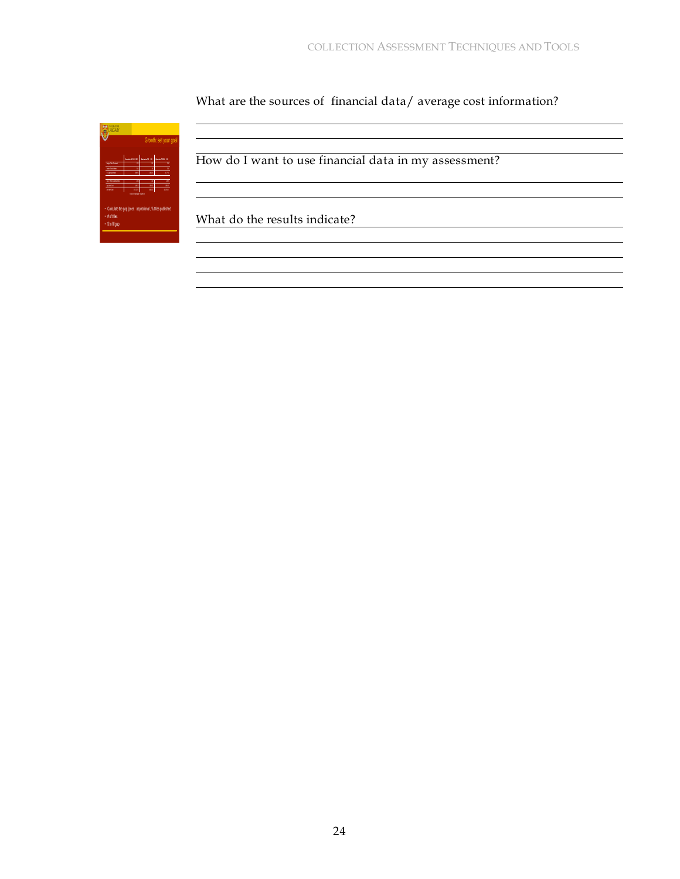What are the sources of financial data/ average cost information?

How do I want to use financial data in my assessment?

What do the results indicate?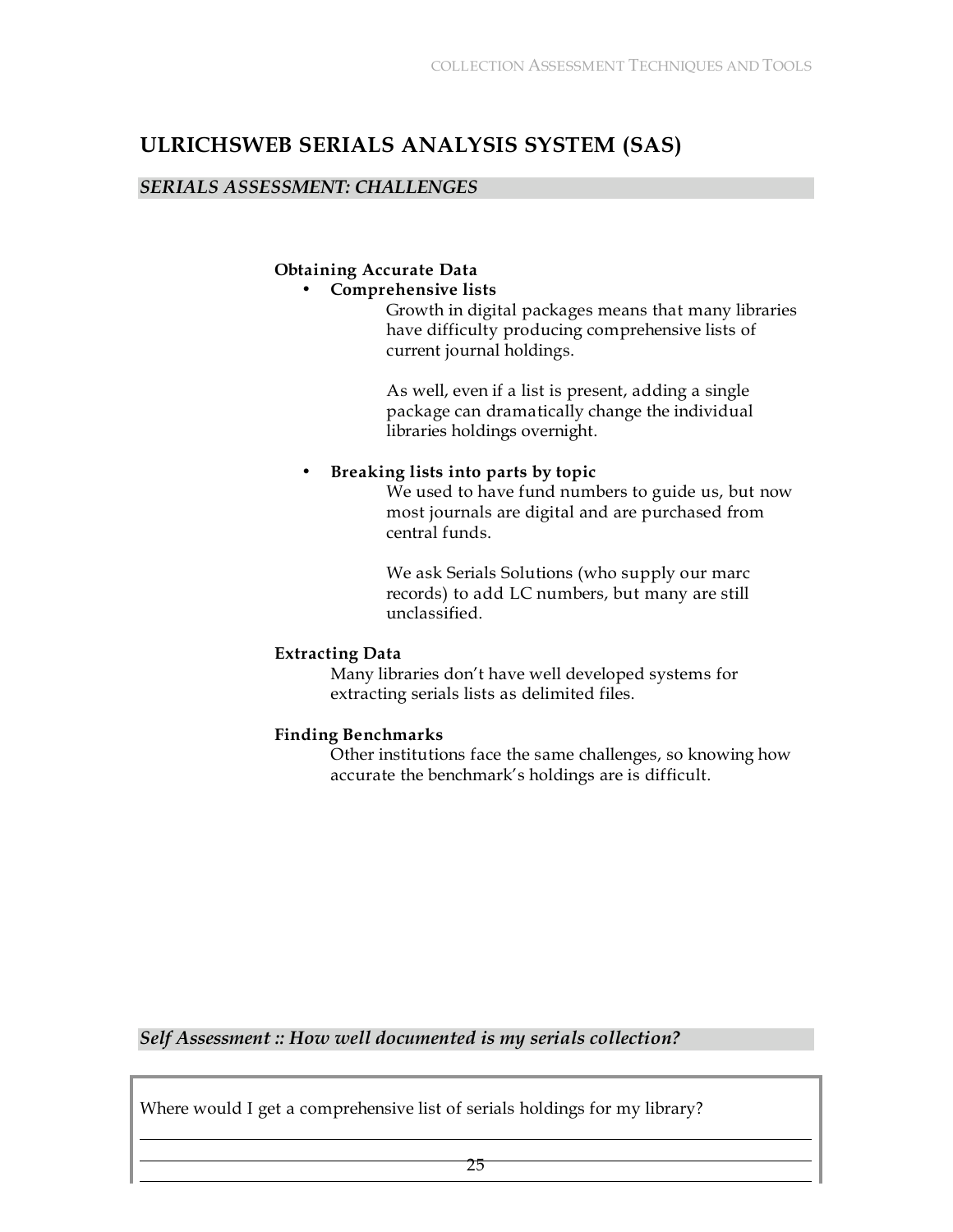## ULRICHSWEB SERIALS ANALYSIS SYSTEM (SAS)

### *SERIALS ASSESSMENT: CHALLENGES*

**Obtaining Accurate Data**

- **Comprehensive lists**

  Growth in digital packages means that many libraries have difficulty producing comprehensive lists of current journal holdings.

  As well, even if a list is present, adding a single package can dramatically change the individual libraries holdings overnight.

- **Breaking lists into parts by topic**

  We used to have fund numbers to guide us, but now most journals are digital and are purchased from central funds.

  We ask Serials Solutions (who supply our marc records) to add LC numbers, but many are still unclassified.

**Extracting Data**

Many libraries don't have well developed systems for extracting serials lists as delimited files.

**Finding Benchmarks**

Other institutions face the same challenges, so knowing how accurate the benchmark's holdings are is difficult.

### *Self Assessment :: How well documented is my serials collection?*

Where would I get a comprehensive list of serials holdings for my library?

______________________________________________

______________________________________________

______________________________________________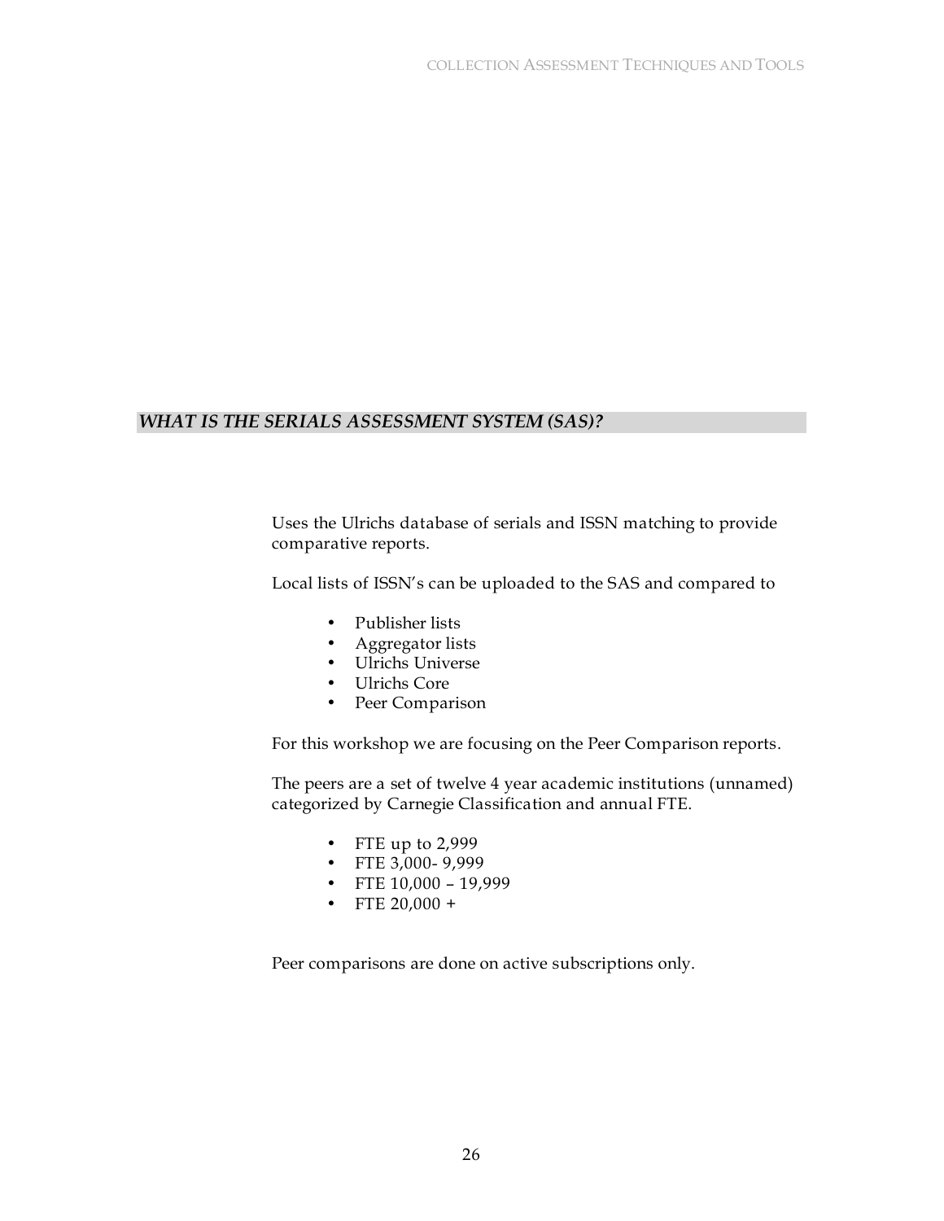## *WHAT IS THE SERIALS ASSESSMENT SYSTEM (SAS)?*

Uses the Ulrichs database of serials and ISSN matching to provide comparative reports.

Local lists of ISSN's can be uploaded to the SAS and compared to

- Publisher lists
- Aggregator lists
- Ulrichs Universe
- Ulrichs Core
- Peer Comparison

For this workshop we are focusing on the Peer Comparison reports.

The peers are a set of twelve 4 year academic institutions (unnamed) categorized by Carnegie Classification and annual FTE.

- FTE up to 2,999
- FTE 3,000- 9,999
- FTE 10,000 – 19,999
- FTE 20,000 +

Peer comparisons are done on active subscriptions only.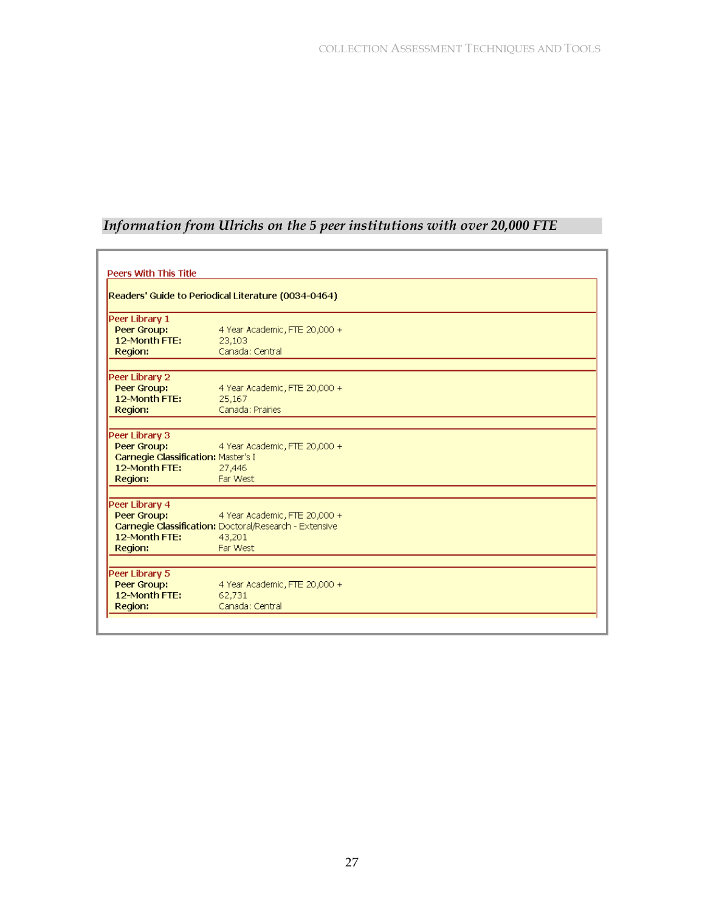## *Information from Ulrichs on the 5 peer institutions with over 20,000 FTE*

**Peers With This Title**

**Readers' Guide to Periodical Literature (0034-0464)**

Peer Library 1

| | |
|---|---|
| **Peer Group:** | 4 Year Academic, FTE 20,000 + |
| **12-Month FTE:** | 23,103 |
| **Region:** | Canada: Central |

Peer Library 2

| | |
|---|---|
| **Peer Group:** | 4 Year Academic, FTE 20,000 + |
| **12-Month FTE:** | 25,167 |
| **Region:** | Canada: Prairies |

Peer Library 3

| | |
|---|---|
| **Peer Group:** | 4 Year Academic, FTE 20,000 + |
| **Carnegie Classification:** | Master's I |
| **12-Month FTE:** | 27,446 |
| **Region:** | Far West |

Peer Library 4

| | |
|---|---|
| **Peer Group:** | 4 Year Academic, FTE 20,000 + |
| **Carnegie Classification:** | Doctoral/Research - Extensive |
| **12-Month FTE:** | 43,201 |
| **Region:** | Far West |

Peer Library 5

| | |
|---|---|
| **Peer Group:** | 4 Year Academic, FTE 20,000 + |
| **12-Month FTE:** | 62,731 |
| **Region:** | Canada: Central |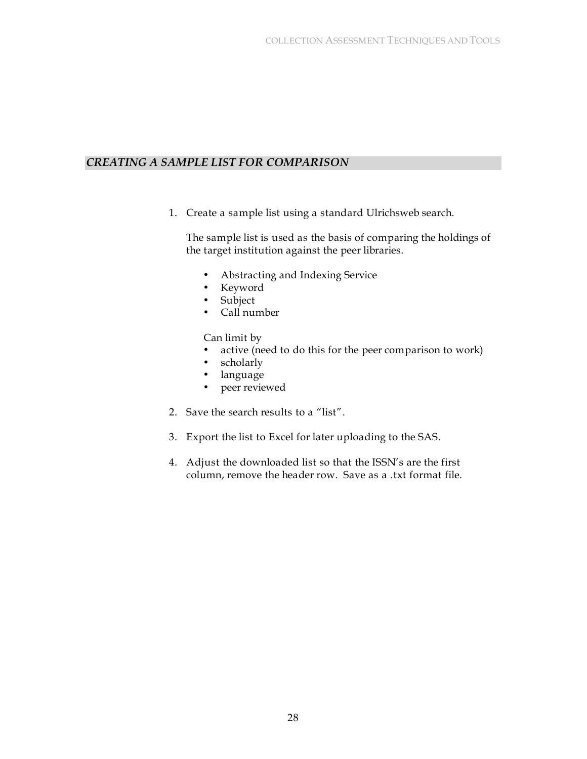## *CREATING A SAMPLE LIST FOR COMPARISON*

1. Create a sample list using a standard Ulrichsweb search.

   The sample list is used as the basis of comparing the holdings of the target institution against the peer libraries.

   - Abstracting and Indexing Service
   - Keyword
   - Subject
   - Call number

   Can limit by
   - active (need to do this for the peer comparison to work)
   - scholarly
   - language
   - peer reviewed

2. Save the search results to a "list".

3. Export the list to Excel for later uploading to the SAS.

4. Adjust the downloaded list so that the ISSN's are the first column, remove the header row. Save as a .txt format file.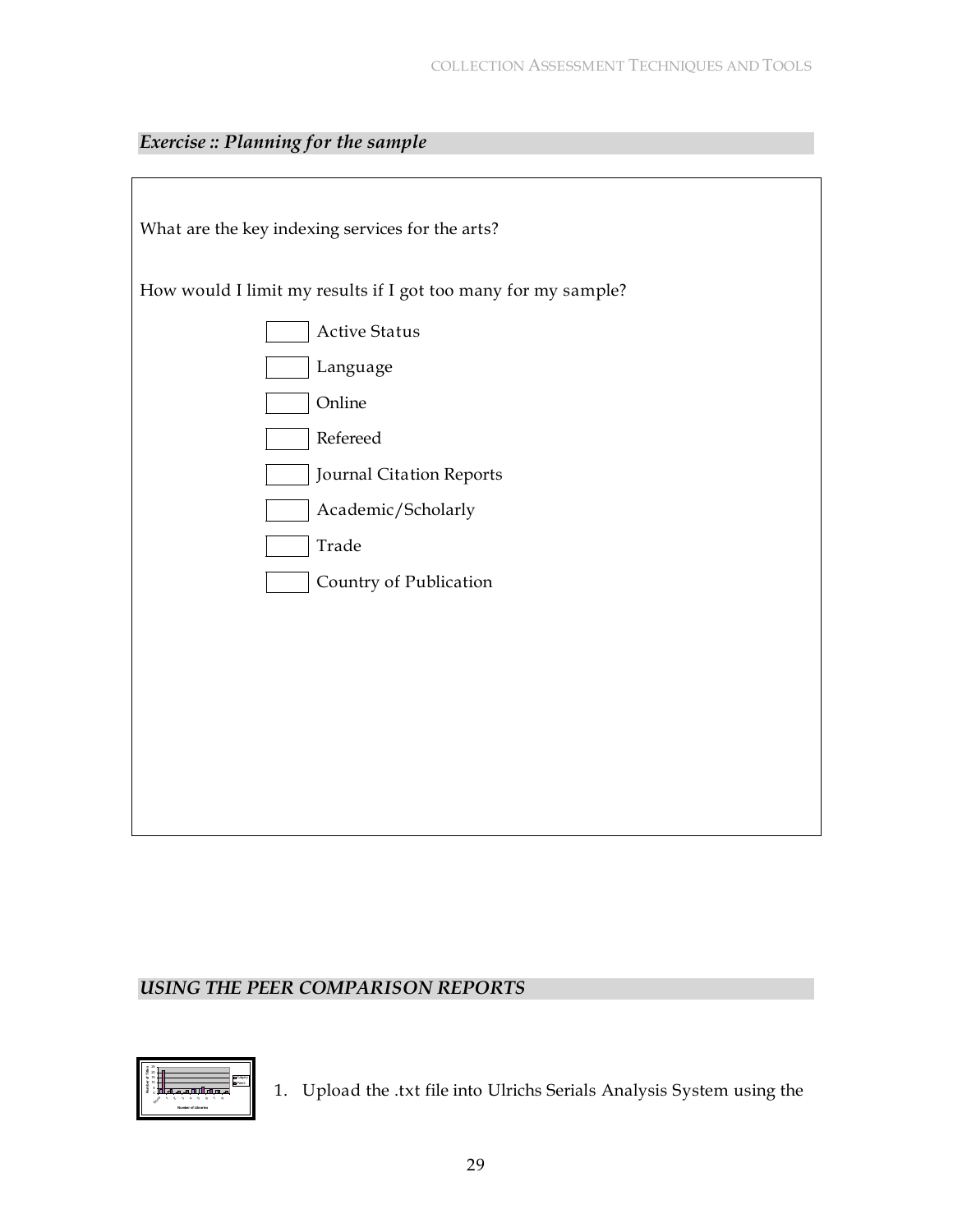### *Exercise :: Planning for the sample*

What are the key indexing services for the arts?

How would I limit my results if I got too many for my sample?

- [ ] Active Status
- [ ] Language
- [ ] Online
- [ ] Refereed
- [ ] Journal Citation Reports
- [ ] Academic/Scholarly
- [ ] Trade
- [ ] Country of Publication

### *USING THE PEER COMPARISON REPORTS*

1. Upload the .txt file into Ulrichs Serials Analysis System using the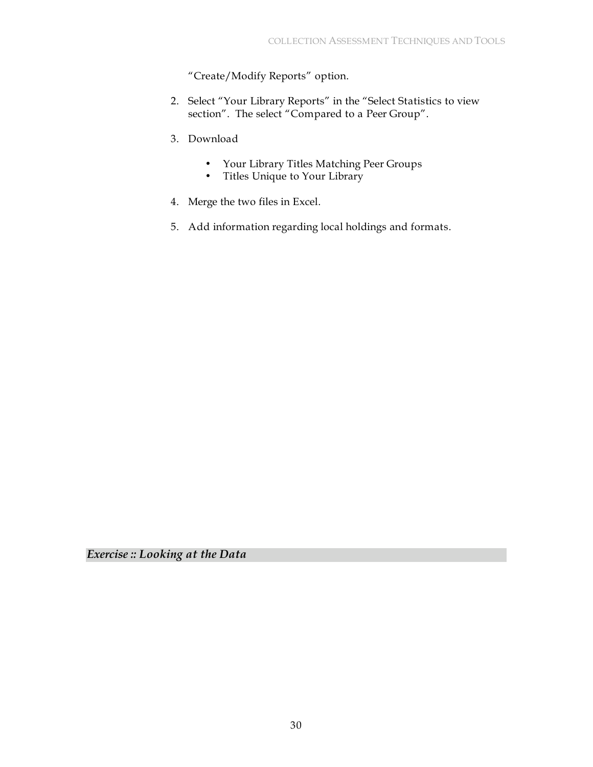"Create/Modify Reports" option.

2. Select "Your Library Reports" in the "Select Statistics to view section". The select "Compared to a Peer Group".

3. Download

    - Your Library Titles Matching Peer Groups
    - Titles Unique to Your Library

4. Merge the two files in Excel.

5. Add information regarding local holdings and formats.

### *Exercise :: Looking at the Data*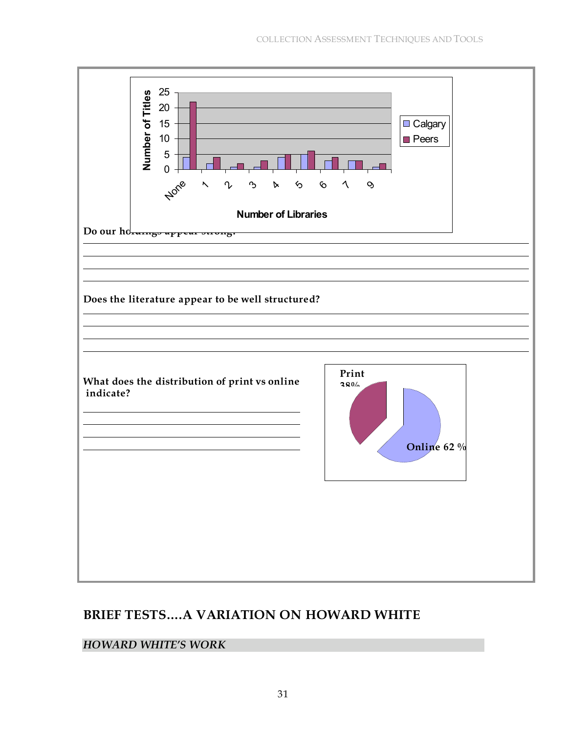Do our holdings appear strong?

Does the literature appear to be well structured?

What does the distribution of print vs online indicate?

## BRIEF TESTS….A VARIATION ON HOWARD WHITE

### *HOWARD WHITE'S WORK*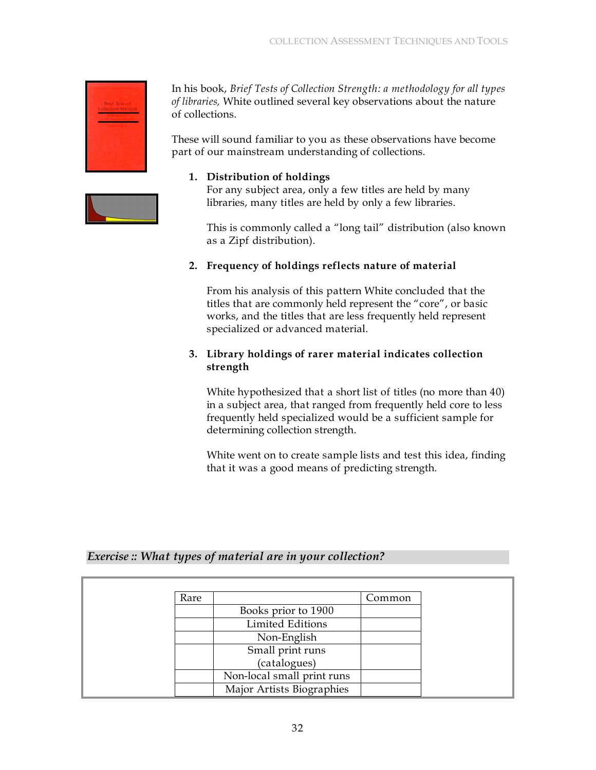In his book, *Brief Tests of Collection Strength: a methodology for all types of libraries,* White outlined several key observations about the nature of collections.

These will sound familiar to you as these observations have become part of our mainstream understanding of collections.

1. **Distribution of holdings**
   For any subject area, only a few titles are held by many libraries, many titles are held by only a few libraries.

   This is commonly called a "long tail" distribution (also known as a Zipf distribution).

2. **Frequency of holdings reflects nature of material**

   From his analysis of this pattern White concluded that the titles that are commonly held represent the "core", or basic works, and the titles that are less frequently held represent specialized or advanced material.

3. **Library holdings of rarer material indicates collection strength**

   White hypothesized that a short list of titles (no more than 40) in a subject area, that ranged from frequently held core to less frequently held specialized would be a sufficient sample for determining collection strength.

   White went on to create sample lists and test this idea, finding that it was a good means of predicting strength.

### *Exercise :: What types of material are in your collection?*

| Rare | | Common |
|---|---|---|
| | Books prior to 1900 | |
| | Limited Editions | |
| | Non-English | |
| | Small print runs (catalogues) | |
| | Non-local small print runs | |
| | Major Artists Biographies | |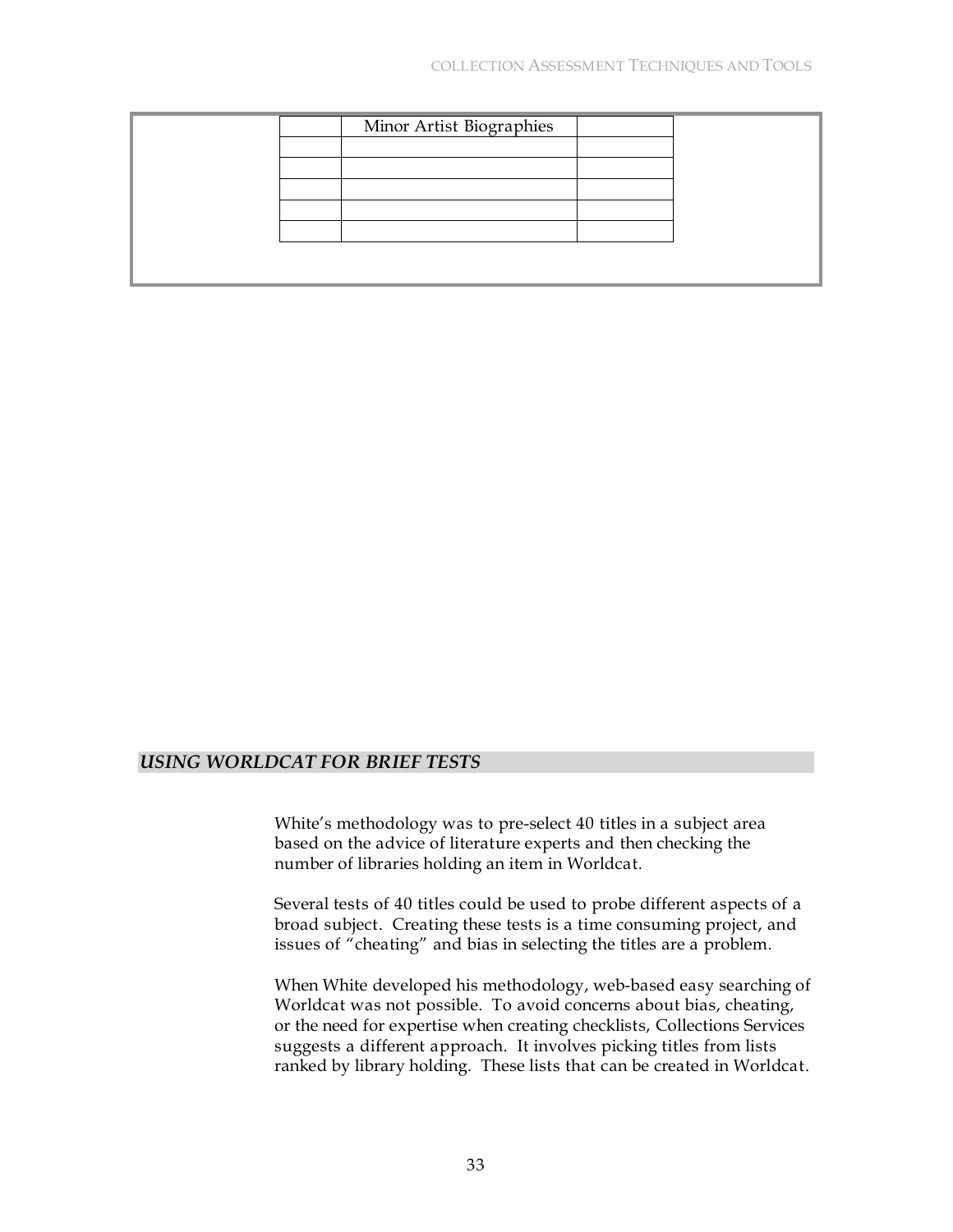| | Minor Artist Biographies | |
|---|---|---|
| | | |
| | | |
| | | |
| | | |
| | | |

## *USING WORLDCAT FOR BRIEF TESTS*

White's methodology was to pre-select 40 titles in a subject area based on the advice of literature experts and then checking the number of libraries holding an item in Worldcat.

Several tests of 40 titles could be used to probe different aspects of a broad subject. Creating these tests is a time consuming project, and issues of "cheating" and bias in selecting the titles are a problem.

When White developed his methodology, web-based easy searching of Worldcat was not possible. To avoid concerns about bias, cheating, or the need for expertise when creating checklists, Collections Services suggests a different approach. It involves picking titles from lists ranked by library holding. These lists that can be created in Worldcat.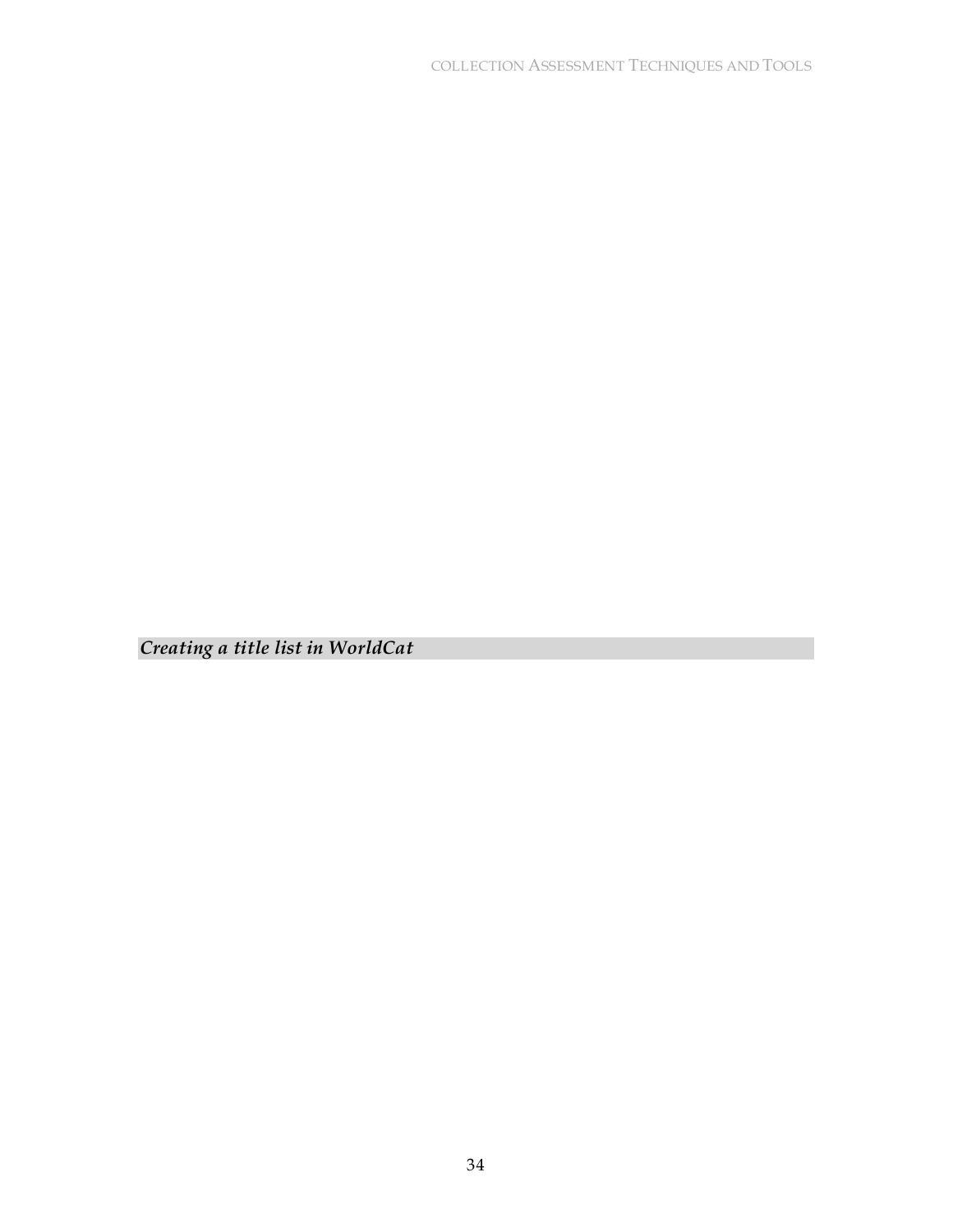### *Creating a title list in WorldCat*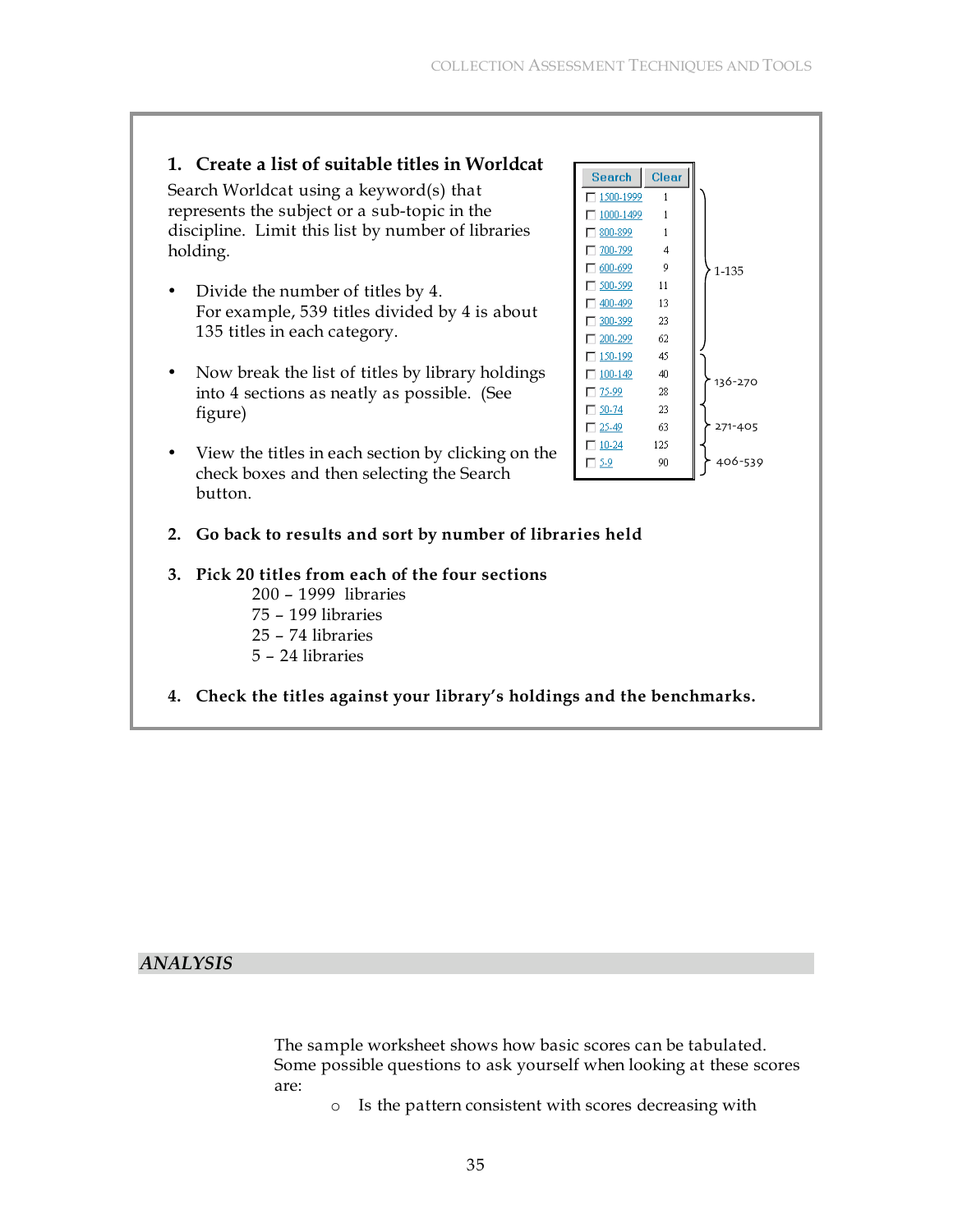1. **Create a list of suitable titles in Worldcat**

   Search Worldcat using a keyword(s) that represents the subject or a sub-topic in the discipline. Limit this list by number of libraries holding.

   - Divide the number of titles by 4. For example, 539 titles divided by 4 is about 135 titles in each category.
   - Now break the list of titles by library holdings into 4 sections as neatly as possible. (See figure)
   - View the titles in each section by clicking on the check boxes and then selecting the Search button.

| Libraries holding | Titles | Section |
|---|---|---|
| 1500-1999 | 1 | 1-135 |
| 1000-1499 | 1 | |
| 800-899 | 1 | |
| 700-799 | 4 | |
| 600-699 | 9 | |
| 500-599 | 11 | |
| 400-499 | 13 | |
| 300-399 | 23 | |
| 200-299 | 62 | |
| 150-199 | 45 | 136-270 |
| 100-149 | 40 | |
| 75-99 | 28 | |
| 50-74 | 23 | 271-405 |
| 25-49 | 63 | |
| 10-24 | 125 | 406-539 |
| 5-9 | 90 | |

2. **Go back to results and sort by number of libraries held**

3. **Pick 20 titles from each of the four sections**

   200 – 1999 libraries
   75 – 199 libraries
   25 – 74 libraries
   5 – 24 libraries

4. **Check the titles against your library's holdings and the benchmarks.**

## *ANALYSIS*

The sample worksheet shows how basic scores can be tabulated. Some possible questions to ask yourself when looking at these scores are:

- Is the pattern consistent with scores decreasing with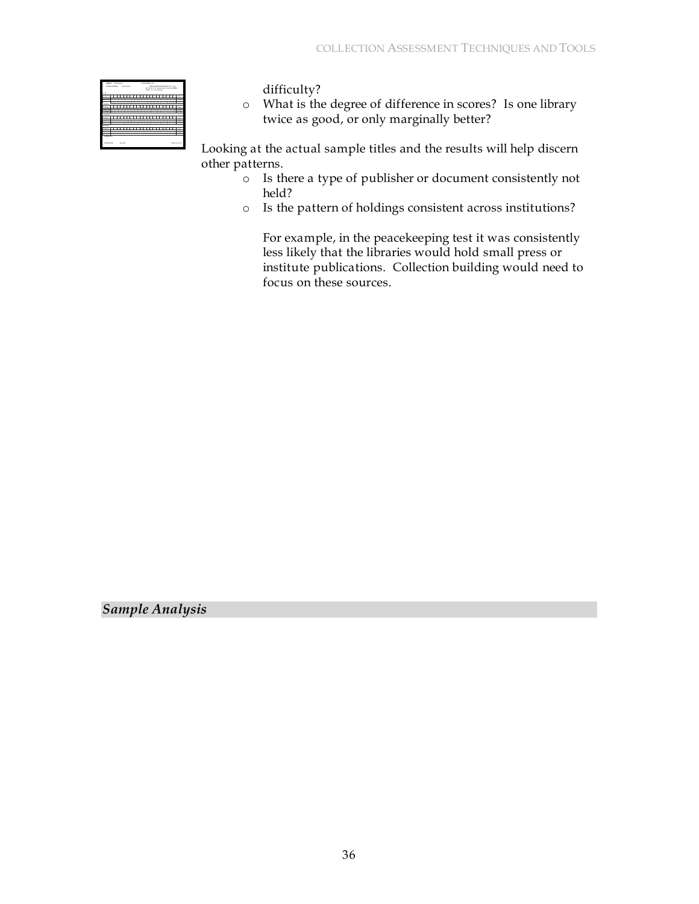difficulty?

- What is the degree of difference in scores? Is one library twice as good, or only marginally better?

Looking at the actual sample titles and the results will help discern other patterns.

- Is there a type of publisher or document consistently not held?
- Is the pattern of holdings consistent across institutions?

  For example, in the peacekeeping test it was consistently less likely that the libraries would hold small press or institute publications. Collection building would need to focus on these sources.

## *Sample Analysis*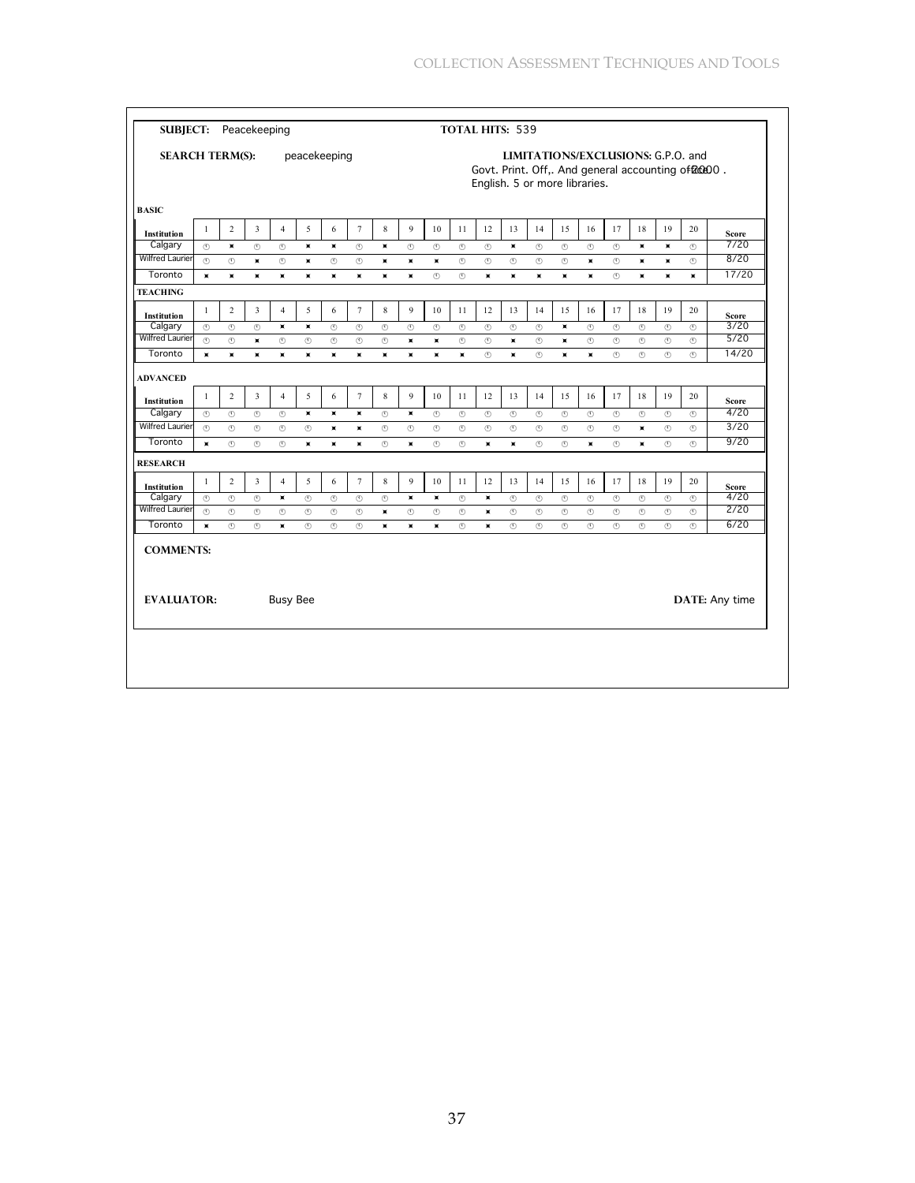**SUBJECT:** Peacekeeping

**TOTAL HITS:** 539

**SEARCH TERM(S):** peacekeeping

**LIMITATIONS/EXCLUSIONS:** G.P.O. and Govt. Print. Off,. And general accounting office 2000 . English. 5 or more libraries.

**BASIC**

| Institution | 1 | 2 | 3 | 4 | 5 | 6 | 7 | 8 | 9 | 10 | 11 | 12 | 13 | 14 | 15 | 16 | 17 | 18 | 19 | 20 | Score |
|---|---|---|---|---|---|---|---|---|---|---|---|---|---|---|---|---|---|---|---|---|---|
| Calgary | ① | ✖ | ① | ① | ✖ | ✖ | ① | ✖ | ① | ① | ① | ① | ✖ | ① | ① | ① | ① | ✖ | ✖ | ① | 7/20 |
| Wilfred Laurier | ① | ① | ✖ | ① | ✖ | ① | ① | ✖ | ✖ | ✖ | ① | ① | ① | ① | ① | ✖ | ① | ✖ | ✖ | ① | 8/20 |
| Toronto | ✖ | ✖ | ✖ | ✖ | ✖ | ✖ | ✖ | ✖ | ✖ | ① | ① | ✖ | ✖ | ✖ | ✖ | ✖ | ① | ✖ | ✖ | ✖ | 17/20 |

**TEACHING**

| Institution | 1 | 2 | 3 | 4 | 5 | 6 | 7 | 8 | 9 | 10 | 11 | 12 | 13 | 14 | 15 | 16 | 17 | 18 | 19 | 20 | Score |
|---|---|---|---|---|---|---|---|---|---|---|---|---|---|---|---|---|---|---|---|---|---|
| Calgary | ① | ① | ① | ✖ | ✖ | ① | ① | ① | ① | ① | ① | ① | ① | ① | ✖ | ① | ① | ① | ① | ① | 3/20 |
| Wilfred Laurier | ① | ① | ✖ | ① | ① | ① | ① | ① | ✖ | ✖ | ① | ① | ✖ | ① | ✖ | ① | ① | ① | ① | ① | 5/20 |
| Toronto | ✖ | ✖ | ✖ | ✖ | ✖ | ✖ | ✖ | ✖ | ✖ | ✖ | ✖ | ① | ✖ | ① | ✖ | ✖ | ① | ① | ① | ① | 14/20 |

**ADVANCED**

| Institution | 1 | 2 | 3 | 4 | 5 | 6 | 7 | 8 | 9 | 10 | 11 | 12 | 13 | 14 | 15 | 16 | 17 | 18 | 19 | 20 | Score |
|---|---|---|---|---|---|---|---|---|---|---|---|---|---|---|---|---|---|---|---|---|---|
| Calgary | ① | ① | ① | ① | ✖ | ✖ | ✖ | ① | ✖ | ① | ① | ① | ① | ① | ① | ① | ① | ① | ① | ① | 4/20 |
| Wilfred Laurier | ① | ① | ① | ① | ① | ✖ | ✖ | ① | ① | ① | ① | ① | ① | ① | ① | ① | ① | ✖ | ① | ① | 3/20 |
| Toronto | ✖ | ① | ① | ① | ✖ | ✖ | ✖ | ① | ✖ | ① | ① | ✖ | ✖ | ① | ① | ✖ | ① | ✖ | ① | ① | 9/20 |

**RESEARCH**

| Institution | 1 | 2 | 3 | 4 | 5 | 6 | 7 | 8 | 9 | 10 | 11 | 12 | 13 | 14 | 15 | 16 | 17 | 18 | 19 | 20 | Score |
|---|---|---|---|---|---|---|---|---|---|---|---|---|---|---|---|---|---|---|---|---|---|
| Calgary | ① | ① | ① | ✖ | ① | ① | ① | ① | ✖ | ✖ | ① | ✖ | ① | ① | ① | ① | ① | ① | ① | ① | 4/20 |
| Wilfred Laurier | ① | ① | ① | ① | ① | ① | ① | ✖ | ① | ① | ① | ✖ | ① | ① | ① | ① | ① | ① | ① | ① | 2/20 |
| Toronto | ✖ | ① | ① | ✖ | ① | ① | ① | ✖ | ✖ | ✖ | ① | ✖ | ① | ① | ① | ① | ① | ① | ① | ① | 6/20 |

**COMMENTS:**

**EVALUATOR:** Busy Bee

**DATE:** Any time